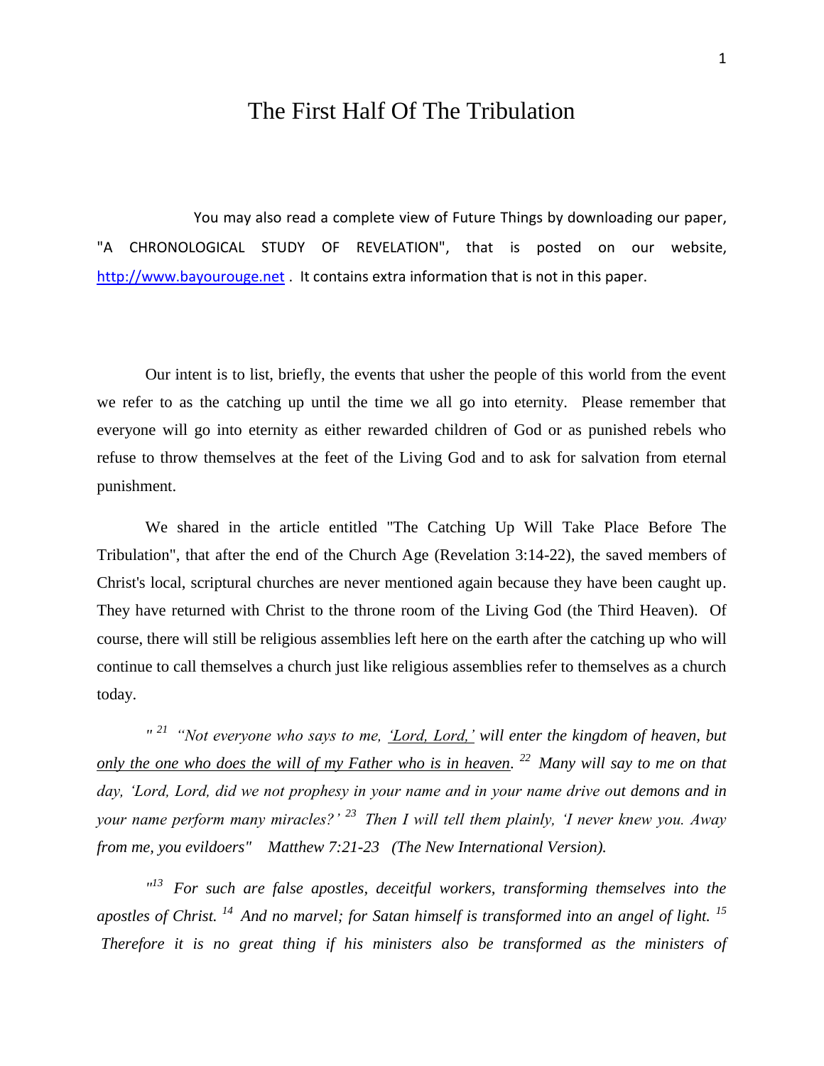# The First Half Of The Tribulation

You may also read a complete view of Future Things by downloading our paper, "A CHRONOLOGICAL STUDY OF REVELATION", that is posted on our website, [http://www.bayourouge.net](http://www.bayourouge.net) . It contains extra information that is not in this paper.

Our intent is to list, briefly, the events that usher the people of this world from the event we refer to as the catching up until the time we all go into eternity. Please remember that everyone will go into eternity as either rewarded children of God or as punished rebels who refuse to throw themselves at the feet of the Living God and to ask for salvation from eternal punishment.

We shared in the article entitled "The Catching Up Will Take Place Before The Tribulation", that after the end of the Church Age (Revelation 3:14-22), the saved members of Christ's local, scriptural churches are never mentioned again because they have been caught up. They have returned with Christ to the throne room of the Living God (the Third Heaven). Of course, there will still be religious assemblies left here on the earth after the catching up who will continue to call themselves a church just like religious assemblies refer to themselves as a church today.

*" [21] "Not everyone who says to me, 'Lord, Lord,' will enter the kingdom of heaven, but only the one who does the will of my Father who is in heaven. [22] Many will say to me on that day, 'Lord, Lord, did we not prophesy in your name and in your name drive out demons and in your name perform many miracles?' [23] Then I will tell them plainly, 'I never knew you. Away from me, you evildoers" Matthew 7:21-23 (The New International Version).*

*"[13] For such are false apostles, deceitful workers, transforming themselves into the apostles of Christ. [14] And no marvel; for Satan himself is transformed into an angel of light. [15] Therefore it is no great thing if his ministers also be transformed as the ministers of*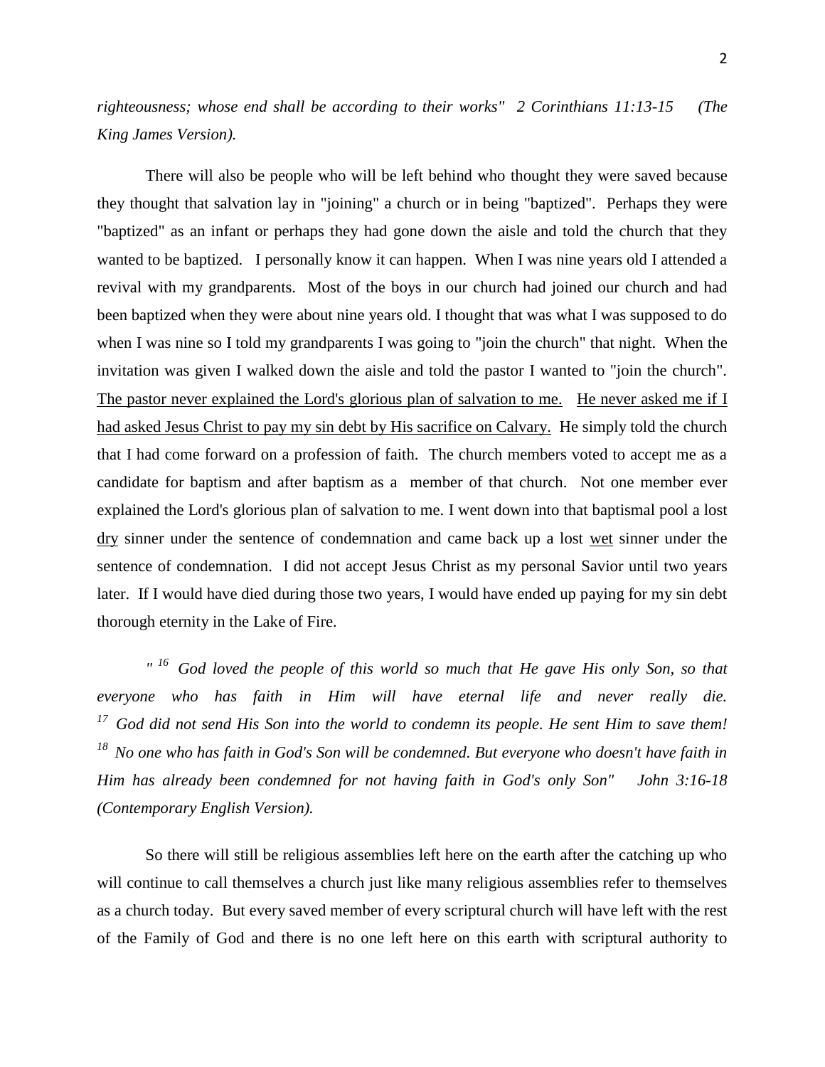*righteousness; whose end shall be according to their works" 2 Corinthians 11:13-15 (The King James Version).*

There will also be people who will be left behind who thought they were saved because they thought that salvation lay in "joining" a church or in being "baptized". Perhaps they were "baptized" as an infant or perhaps they had gone down the aisle and told the church that they wanted to be baptized. I personally know it can happen. When I was nine years old I attended a revival with my grandparents. Most of the boys in our church had joined our church and had been baptized when they were about nine years old. I thought that was what I was supposed to do when I was nine so I told my grandparents I was going to "join the church" that night. When the invitation was given I walked down the aisle and told the pastor I wanted to "join the church". <u>The pastor never explained the Lord's glorious plan of salvation to me.</u> <u>He never asked me if I had asked Jesus Christ to pay my sin debt by His sacrifice on Calvary.</u> He simply told the church that I had come forward on a profession of faith. The church members voted to accept me as a candidate for baptism and after baptism as a member of that church. Not one member ever explained the Lord's glorious plan of salvation to me. I went down into that baptismal pool a lost <u>dry</u> sinner under the sentence of condemnation and came back up a lost <u>wet</u> sinner under the sentence of condemnation. I did not accept Jesus Christ as my personal Savior until two years later. If I would have died during those two years, I would have ended up paying for my sin debt thorough eternity in the Lake of Fire.

*" [16] God loved the people of this world so much that He gave His only Son, so that everyone who has faith in Him will have eternal life and never really die. [17] God did not send His Son into the world to condemn its people. He sent Him to save them! [18] No one who has faith in God's Son will be condemned. But everyone who doesn't have faith in Him has already been condemned for not having faith in God's only Son" John 3:16-18 (Contemporary English Version).*

So there will still be religious assemblies left here on the earth after the catching up who will continue to call themselves a church just like many religious assemblies refer to themselves as a church today. But every saved member of every scriptural church will have left with the rest of the Family of God and there is no one left here on this earth with scriptural authority to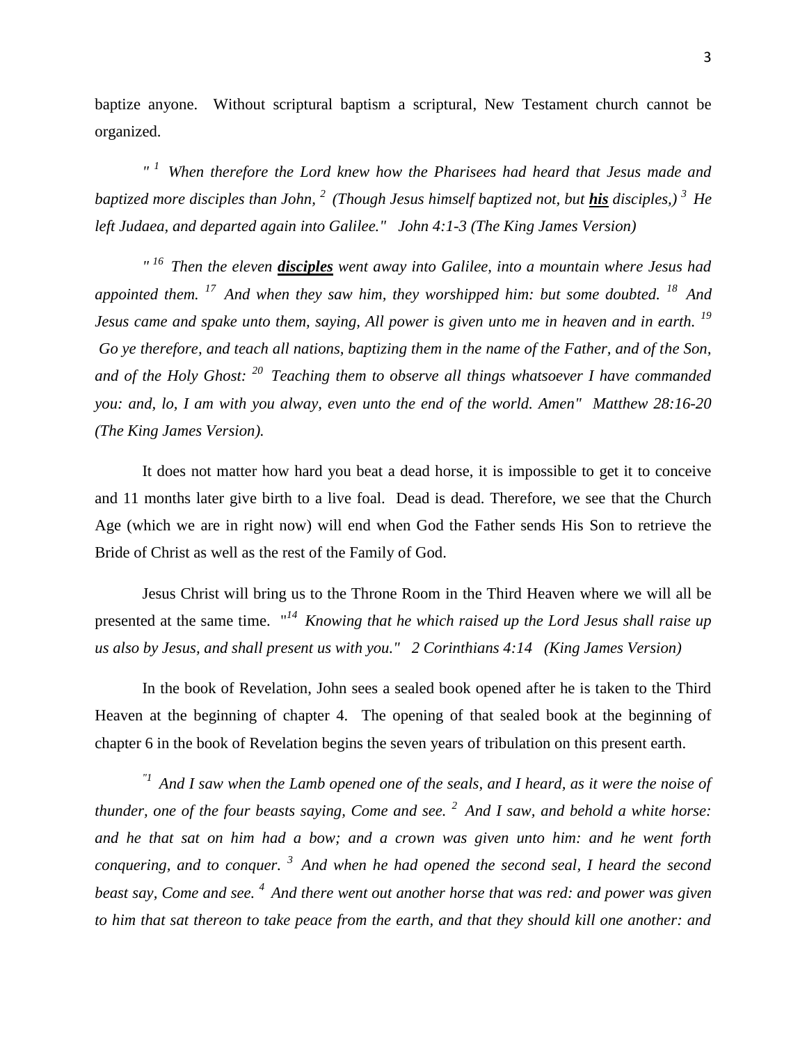baptize anyone. Without scriptural baptism a scriptural, New Testament church cannot be organized.

*"[1] When therefore the Lord knew how the Pharisees had heard that Jesus made and baptized more disciples than John, [2] (Though Jesus himself baptized not, but **his** disciples,) [3] He left Judaea, and departed again into Galilee." John 4:1-3 (The King James Version)*

*"[16] Then the eleven **disciples** went away into Galilee, into a mountain where Jesus had appointed them. [17] And when they saw him, they worshipped him: but some doubted. [18] And Jesus came and spake unto them, saying, All power is given unto me in heaven and in earth. [19] Go ye therefore, and teach all nations, baptizing them in the name of the Father, and of the Son, and of the Holy Ghost: [20] Teaching them to observe all things whatsoever I have commanded you: and, lo, I am with you alway, even unto the end of the world. Amen" Matthew 28:16-20 (The King James Version).*

It does not matter how hard you beat a dead horse, it is impossible to get it to conceive and 11 months later give birth to a live foal. Dead is dead. Therefore, we see that the Church Age (which we are in right now) will end when God the Father sends His Son to retrieve the Bride of Christ as well as the rest of the Family of God.

Jesus Christ will bring us to the Throne Room in the Third Heaven where we will all be presented at the same time. *"[14] Knowing that he which raised up the Lord Jesus shall raise up us also by Jesus, and shall present us with you." 2 Corinthians 4:14 (King James Version)*

In the book of Revelation, John sees a sealed book opened after he is taken to the Third Heaven at the beginning of chapter 4. The opening of that sealed book at the beginning of chapter 6 in the book of Revelation begins the seven years of tribulation on this present earth.

*"[1] And I saw when the Lamb opened one of the seals, and I heard, as it were the noise of thunder, one of the four beasts saying, Come and see. [2] And I saw, and behold a white horse: and he that sat on him had a bow; and a crown was given unto him: and he went forth conquering, and to conquer. [3] And when he had opened the second seal, I heard the second beast say, Come and see. [4] And there went out another horse that was red: and power was given to him that sat thereon to take peace from the earth, and that they should kill one another: and*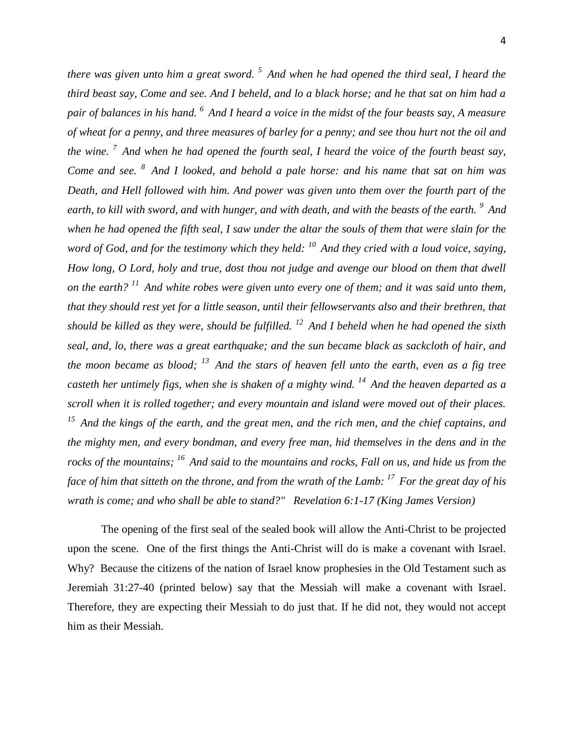*there was given unto him a great sword.* [5] *And when he had opened the third seal, I heard the third beast say, Come and see. And I beheld, and lo a black horse; and he that sat on him had a pair of balances in his hand.* [6] *And I heard a voice in the midst of the four beasts say, A measure of wheat for a penny, and three measures of barley for a penny; and see thou hurt not the oil and the wine.* [7] *And when he had opened the fourth seal, I heard the voice of the fourth beast say, Come and see.* [8] *And I looked, and behold a pale horse: and his name that sat on him was Death, and Hell followed with him. And power was given unto them over the fourth part of the earth, to kill with sword, and with hunger, and with death, and with the beasts of the earth.* [9] *And when he had opened the fifth seal, I saw under the altar the souls of them that were slain for the word of God, and for the testimony which they held:* [10] *And they cried with a loud voice, saying, How long, O Lord, holy and true, dost thou not judge and avenge our blood on them that dwell on the earth?* [11] *And white robes were given unto every one of them; and it was said unto them, that they should rest yet for a little season, until their fellowservants also and their brethren, that should be killed as they were, should be fulfilled.* [12] *And I beheld when he had opened the sixth seal, and, lo, there was a great earthquake; and the sun became black as sackcloth of hair, and the moon became as blood;* [13] *And the stars of heaven fell unto the earth, even as a fig tree casteth her untimely figs, when she is shaken of a mighty wind.* [14] *And the heaven departed as a scroll when it is rolled together; and every mountain and island were moved out of their places.* [15] *And the kings of the earth, and the great men, and the rich men, and the chief captains, and the mighty men, and every bondman, and every free man, hid themselves in the dens and in the rocks of the mountains;* [16] *And said to the mountains and rocks, Fall on us, and hide us from the face of him that sitteth on the throne, and from the wrath of the Lamb:* [17] *For the great day of his wrath is come; and who shall be able to stand?" Revelation 6:1-17 (King James Version)*

The opening of the first seal of the sealed book will allow the Anti-Christ to be projected upon the scene. One of the first things the Anti-Christ will do is make a covenant with Israel. Why? Because the citizens of the nation of Israel know prophesies in the Old Testament such as Jeremiah 31:27-40 (printed below) say that the Messiah will make a covenant with Israel. Therefore, they are expecting their Messiah to do just that. If he did not, they would not accept him as their Messiah.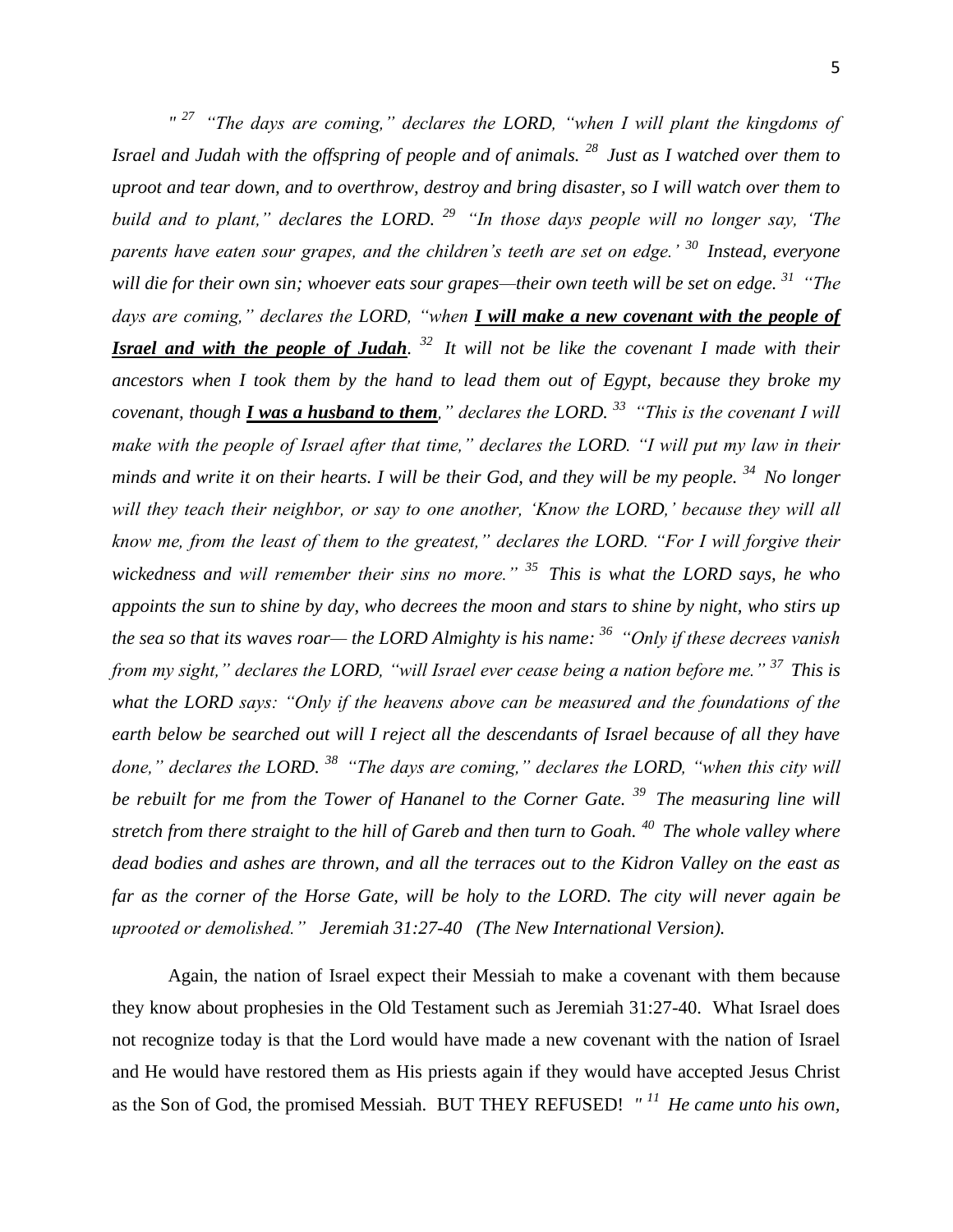*" [27] "The days are coming," declares the LORD, "when I will plant the kingdoms of Israel and Judah with the offspring of people and of animals. [28] Just as I watched over them to uproot and tear down, and to overthrow, destroy and bring disaster, so I will watch over them to build and to plant," declares the LORD. [29] "In those days people will no longer say, 'The parents have eaten sour grapes, and the children's teeth are set on edge.' [30] Instead, everyone will die for their own sin; whoever eats sour grapes—their own teeth will be set on edge. [31] "The days are coming," declares the LORD, "when* ***<u>I will make a new covenant with the people of Israel and with the people of Judah</u>****. [32] It will not be like the covenant I made with their ancestors when I took them by the hand to lead them out of Egypt, because they broke my covenant, though* ***<u>I was a husband to them</u>****," declares the LORD. [33] "This is the covenant I will make with the people of Israel after that time," declares the LORD. "I will put my law in their minds and write it on their hearts. I will be their God, and they will be my people. [34] No longer will they teach their neighbor, or say to one another, 'Know the LORD,' because they will all know me, from the least of them to the greatest," declares the LORD. "For I will forgive their wickedness and will remember their sins no more." [35] This is what the LORD says, he who appoints the sun to shine by day, who decrees the moon and stars to shine by night, who stirs up the sea so that its waves roar— the LORD Almighty is his name: [36] "Only if these decrees vanish from my sight," declares the LORD, "will Israel ever cease being a nation before me." [37] This is what the LORD says: "Only if the heavens above can be measured and the foundations of the earth below be searched out will I reject all the descendants of Israel because of all they have done," declares the LORD. [38] "The days are coming," declares the LORD, "when this city will be rebuilt for me from the Tower of Hananel to the Corner Gate. [39] The measuring line will stretch from there straight to the hill of Gareb and then turn to Goah. [40] The whole valley where dead bodies and ashes are thrown, and all the terraces out to the Kidron Valley on the east as far as the corner of the Horse Gate, will be holy to the LORD. The city will never again be uprooted or demolished." Jeremiah 31:27-40 (The New International Version).*

Again, the nation of Israel expect their Messiah to make a covenant with them because they know about prophesies in the Old Testament such as Jeremiah 31:27-40. What Israel does not recognize today is that the Lord would have made a new covenant with the nation of Israel and He would have restored them as His priests again if they would have accepted Jesus Christ as the Son of God, the promised Messiah. BUT THEY REFUSED! *" [11] He came unto his own,*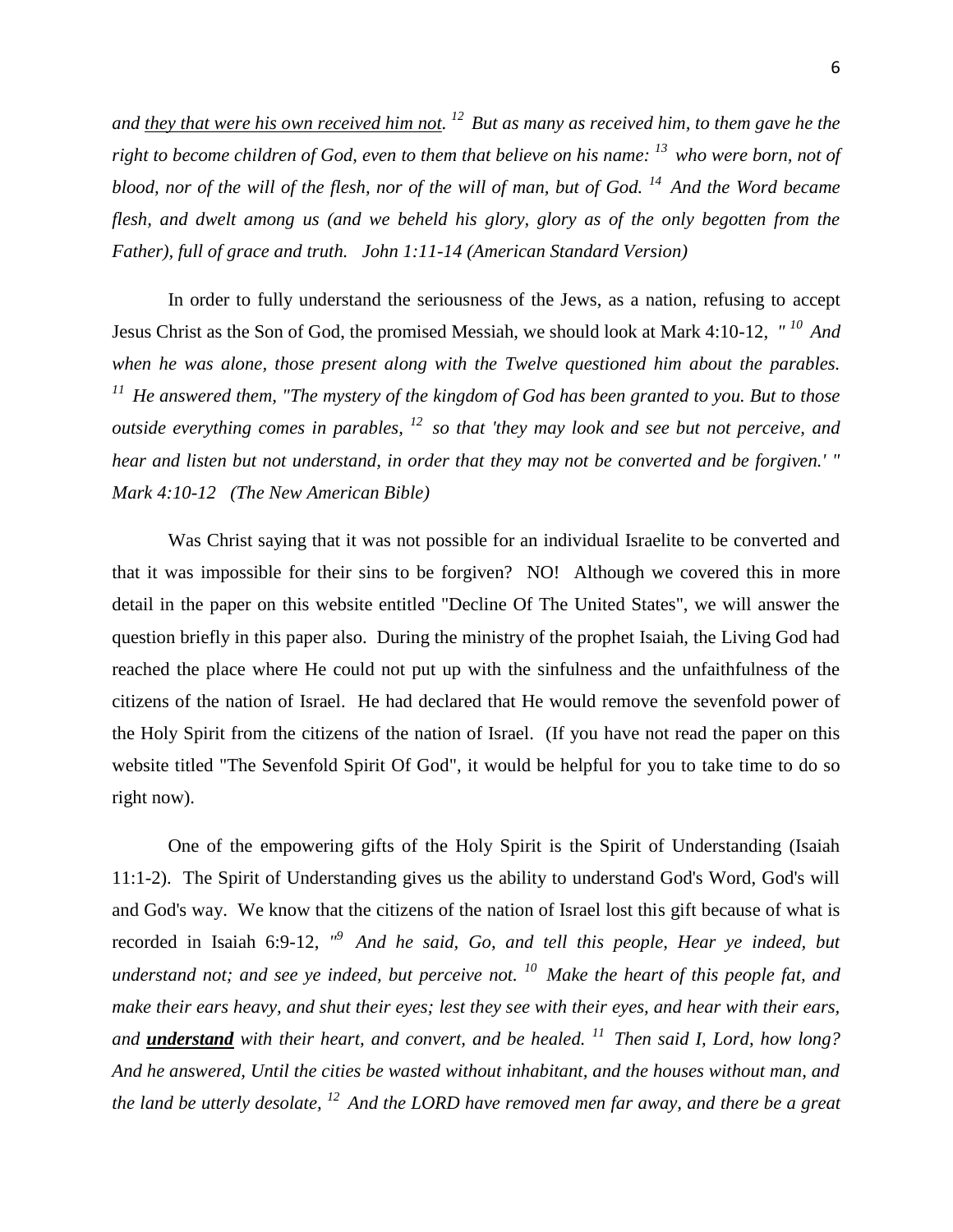*and <u>they that were his own received him not</u>. [12] But as many as received him, to them gave he the right to become children of God, even to them that believe on his name: [13] who were born, not of blood, nor of the will of the flesh, nor of the will of man, but of God. [14] And the Word became flesh, and dwelt among us (and we beheld his glory, glory as of the only begotten from the Father), full of grace and truth. John 1:11-14 (American Standard Version)*

In order to fully understand the seriousness of the Jews, as a nation, refusing to accept Jesus Christ as the Son of God, the promised Messiah, we should look at Mark 4:10-12, *" [10] And when he was alone, those present along with the Twelve questioned him about the parables. [11] He answered them, "The mystery of the kingdom of God has been granted to you. But to those outside everything comes in parables, [12] so that 'they may look and see but not perceive, and hear and listen but not understand, in order that they may not be converted and be forgiven.' " Mark 4:10-12 (The New American Bible)*

Was Christ saying that it was not possible for an individual Israelite to be converted and that it was impossible for their sins to be forgiven? NO! Although we covered this in more detail in the paper on this website entitled "Decline Of The United States", we will answer the question briefly in this paper also. During the ministry of the prophet Isaiah, the Living God had reached the place where He could not put up with the sinfulness and the unfaithfulness of the citizens of the nation of Israel. He had declared that He would remove the sevenfold power of the Holy Spirit from the citizens of the nation of Israel. (If you have not read the paper on this website titled "The Sevenfold Spirit Of God", it would be helpful for you to take time to do so right now).

One of the empowering gifts of the Holy Spirit is the Spirit of Understanding (Isaiah 11:1-2). The Spirit of Understanding gives us the ability to understand God's Word, God's will and God's way. We know that the citizens of the nation of Israel lost this gift because of what is recorded in Isaiah 6:9-12, *"[9] And he said, Go, and tell this people, Hear ye indeed, but understand not; and see ye indeed, but perceive not. [10] Make the heart of this people fat, and make their ears heavy, and shut their eyes; lest they see with their eyes, and hear with their ears, and <u>**understand**</u> with their heart, and convert, and be healed. [11] Then said I, Lord, how long? And he answered, Until the cities be wasted without inhabitant, and the houses without man, and the land be utterly desolate, [12] And the LORD have removed men far away, and there be a great*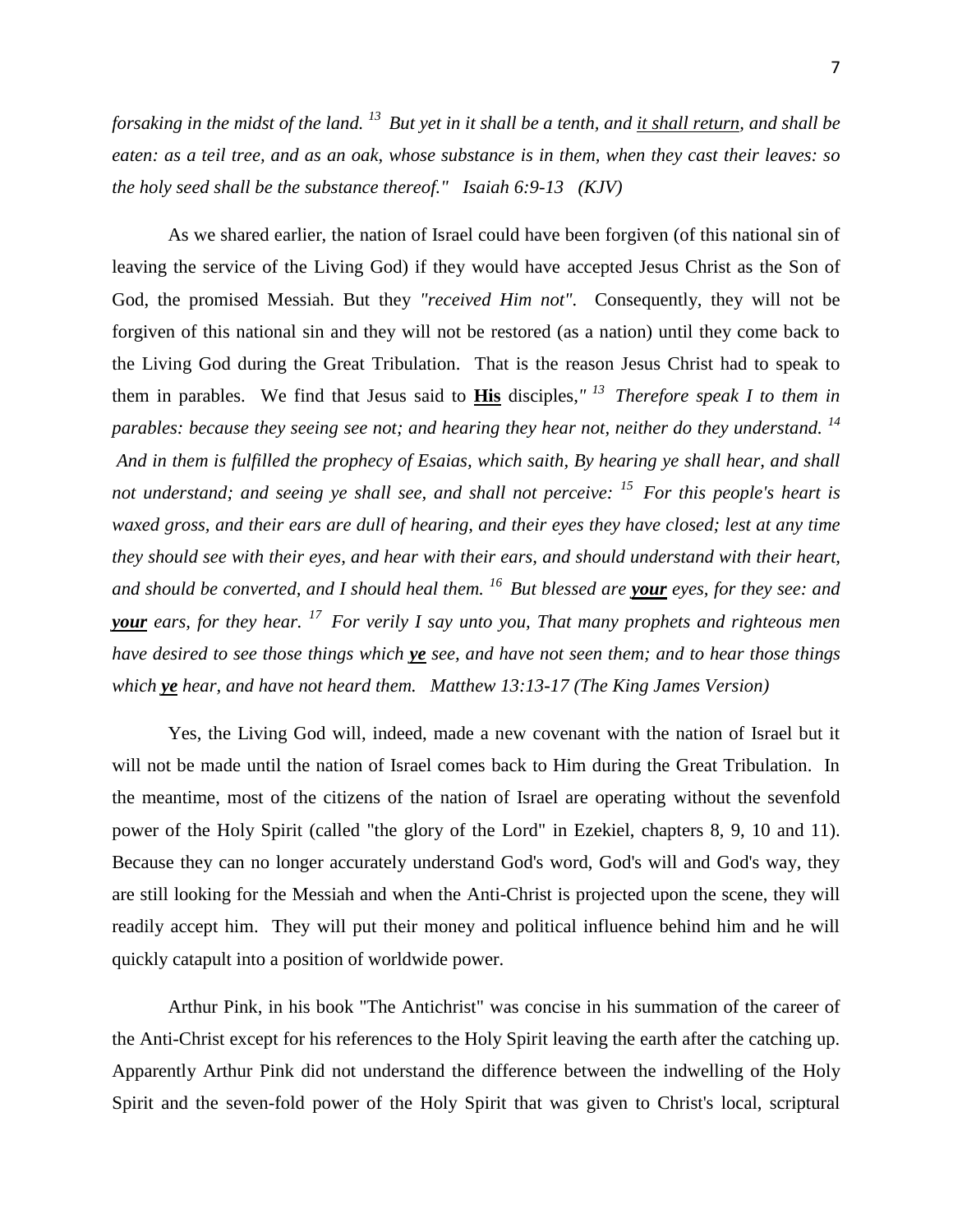*forsaking in the midst of the land. [13] But yet in it shall be a tenth, and <u>it shall return</u>, and shall be eaten: as a teil tree, and as an oak, whose substance is in them, when they cast their leaves: so the holy seed shall be the substance thereof." Isaiah 6:9-13 (KJV)*

As we shared earlier, the nation of Israel could have been forgiven (of this national sin of leaving the service of the Living God) if they would have accepted Jesus Christ as the Son of God, the promised Messiah. But they *"received Him not"*. Consequently, they will not be forgiven of this national sin and they will not be restored (as a nation) until they come back to the Living God during the Great Tribulation. That is the reason Jesus Christ had to speak to them in parables. We find that Jesus said to **<u>His</u>** disciples,*" [13] Therefore speak I to them in parables: because they seeing see not; and hearing they hear not, neither do they understand. [14] And in them is fulfilled the prophecy of Esaias, which saith, By hearing ye shall hear, and shall not understand; and seeing ye shall see, and shall not perceive: [15] For this people's heart is waxed gross, and their ears are dull of hearing, and their eyes they have closed; lest at any time they should see with their eyes, and hear with their ears, and should understand with their heart, and should be converted, and I should heal them. [16] But blessed are **<u>your</u>** eyes, for they see: and **<u>your</u>** ears, for they hear. [17] For verily I say unto you, That many prophets and righteous men have desired to see those things which **<u>ye</u>** see, and have not seen them; and to hear those things which **<u>ye</u>** hear, and have not heard them. Matthew 13:13-17 (The King James Version)*

Yes, the Living God will, indeed, made a new covenant with the nation of Israel but it will not be made until the nation of Israel comes back to Him during the Great Tribulation. In the meantime, most of the citizens of the nation of Israel are operating without the sevenfold power of the Holy Spirit (called "the glory of the Lord" in Ezekiel, chapters 8, 9, 10 and 11). Because they can no longer accurately understand God's word, God's will and God's way, they are still looking for the Messiah and when the Anti-Christ is projected upon the scene, they will readily accept him. They will put their money and political influence behind him and he will quickly catapult into a position of worldwide power.

Arthur Pink, in his book "The Antichrist" was concise in his summation of the career of the Anti-Christ except for his references to the Holy Spirit leaving the earth after the catching up. Apparently Arthur Pink did not understand the difference between the indwelling of the Holy Spirit and the seven-fold power of the Holy Spirit that was given to Christ's local, scriptural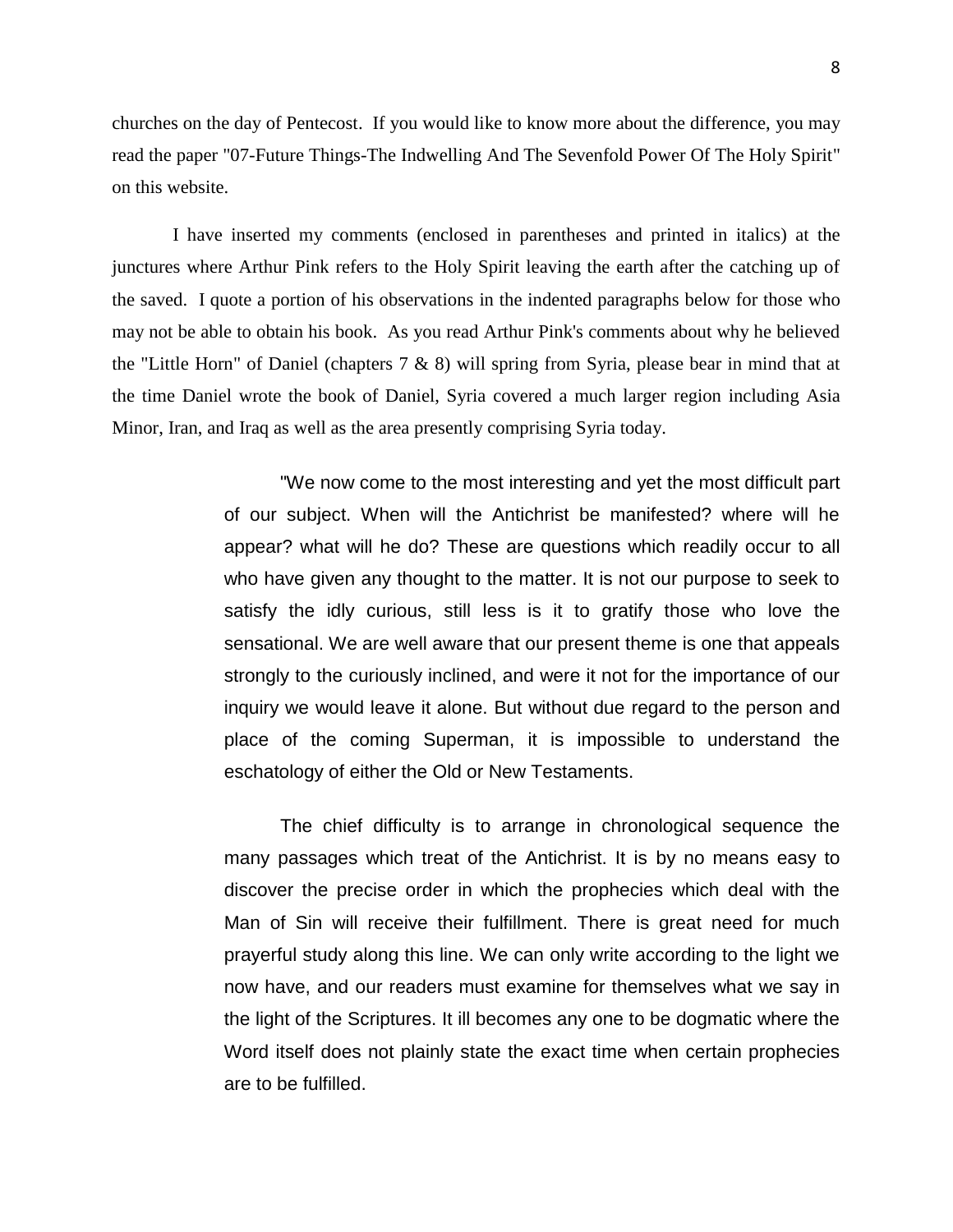churches on the day of Pentecost. If you would like to know more about the difference, you may read the paper "07-Future Things-The Indwelling And The Sevenfold Power Of The Holy Spirit" on this website.

I have inserted my comments (enclosed in parentheses and printed in italics) at the junctures where Arthur Pink refers to the Holy Spirit leaving the earth after the catching up of the saved. I quote a portion of his observations in the indented paragraphs below for those who may not be able to obtain his book. As you read Arthur Pink's comments about why he believed the "Little Horn" of Daniel (chapters 7 & 8) will spring from Syria, please bear in mind that at the time Daniel wrote the book of Daniel, Syria covered a much larger region including Asia Minor, Iran, and Iraq as well as the area presently comprising Syria today.

> "We now come to the most interesting and yet the most difficult part of our subject. When will the Antichrist be manifested? where will he appear? what will he do? These are questions which readily occur to all who have given any thought to the matter. It is not our purpose to seek to satisfy the idly curious, still less is it to gratify those who love the sensational. We are well aware that our present theme is one that appeals strongly to the curiously inclined, and were it not for the importance of our inquiry we would leave it alone. But without due regard to the person and place of the coming Superman, it is impossible to understand the eschatology of either the Old or New Testaments.
>
> The chief difficulty is to arrange in chronological sequence the many passages which treat of the Antichrist. It is by no means easy to discover the precise order in which the prophecies which deal with the Man of Sin will receive their fulfillment. There is great need for much prayerful study along this line. We can only write according to the light we now have, and our readers must examine for themselves what we say in the light of the Scriptures. It ill becomes any one to be dogmatic where the Word itself does not plainly state the exact time when certain prophecies are to be fulfilled.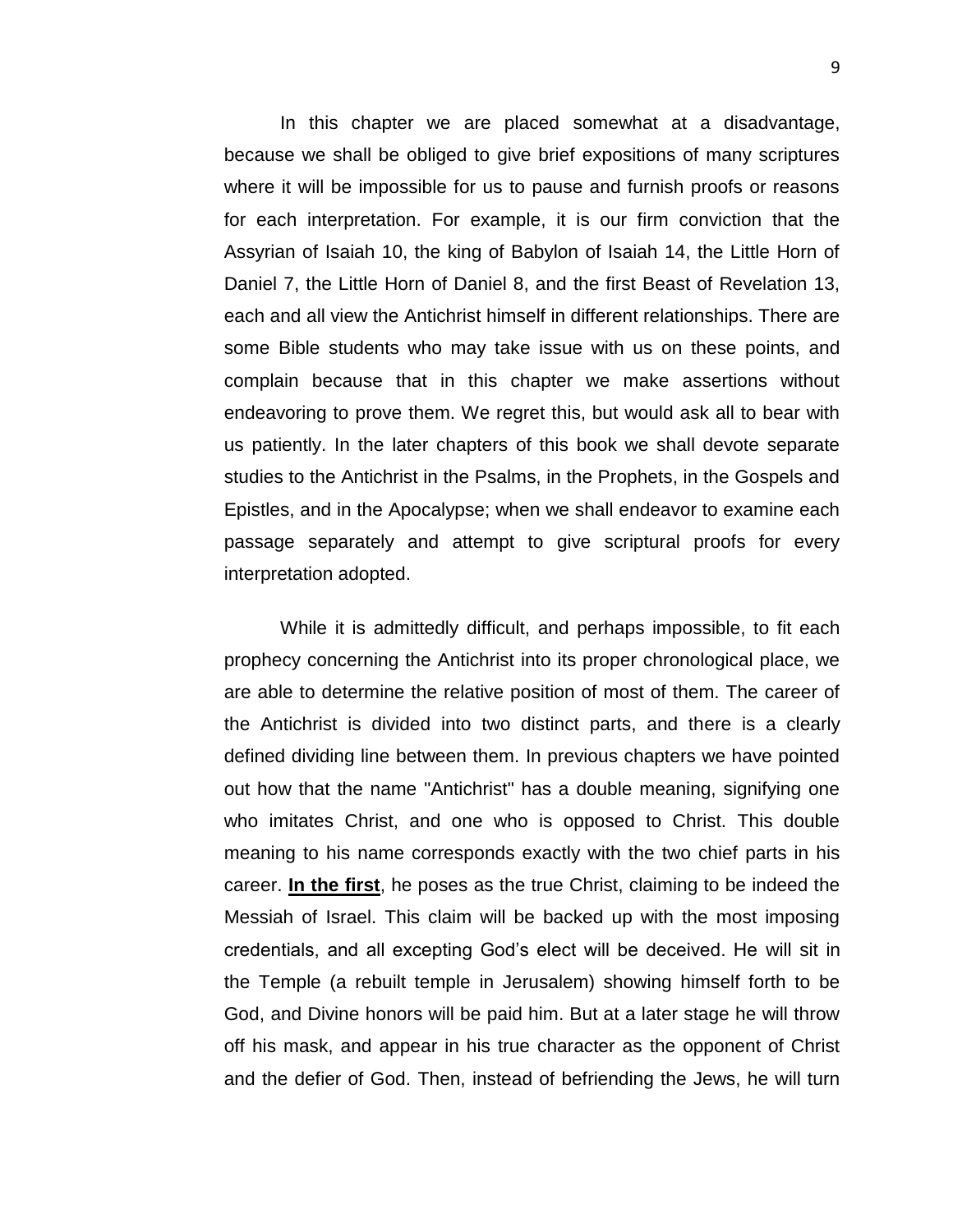In this chapter we are placed somewhat at a disadvantage, because we shall be obliged to give brief expositions of many scriptures where it will be impossible for us to pause and furnish proofs or reasons for each interpretation. For example, it is our firm conviction that the Assyrian of Isaiah 10, the king of Babylon of Isaiah 14, the Little Horn of Daniel 7, the Little Horn of Daniel 8, and the first Beast of Revelation 13, each and all view the Antichrist himself in different relationships. There are some Bible students who may take issue with us on these points, and complain because that in this chapter we make assertions without endeavoring to prove them. We regret this, but would ask all to bear with us patiently. In the later chapters of this book we shall devote separate studies to the Antichrist in the Psalms, in the Prophets, in the Gospels and Epistles, and in the Apocalypse; when we shall endeavor to examine each passage separately and attempt to give scriptural proofs for every interpretation adopted.

While it is admittedly difficult, and perhaps impossible, to fit each prophecy concerning the Antichrist into its proper chronological place, we are able to determine the relative position of most of them. The career of the Antichrist is divided into two distinct parts, and there is a clearly defined dividing line between them. In previous chapters we have pointed out how that the name "Antichrist" has a double meaning, signifying one who imitates Christ, and one who is opposed to Christ. This double meaning to his name corresponds exactly with the two chief parts in his career. **In the first**, he poses as the true Christ, claiming to be indeed the Messiah of Israel. This claim will be backed up with the most imposing credentials, and all excepting God's elect will be deceived. He will sit in the Temple (a rebuilt temple in Jerusalem) showing himself forth to be God, and Divine honors will be paid him. But at a later stage he will throw off his mask, and appear in his true character as the opponent of Christ and the defier of God. Then, instead of befriending the Jews, he will turn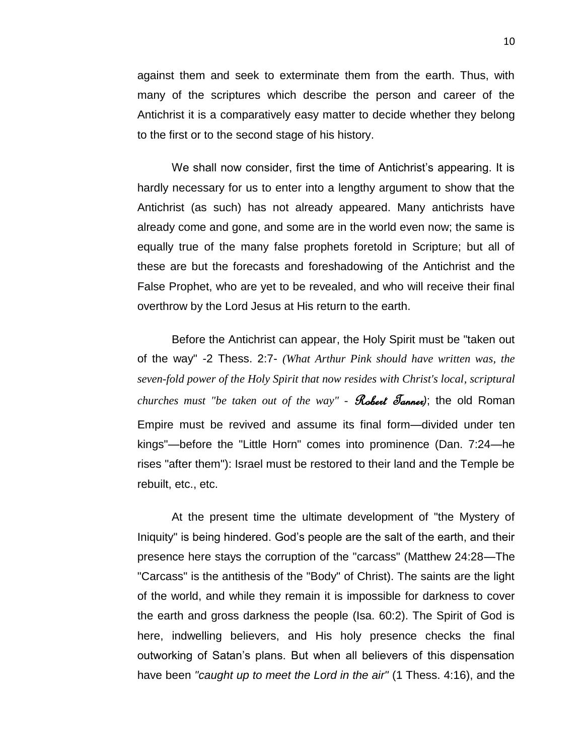against them and seek to exterminate them from the earth. Thus, with many of the scriptures which describe the person and career of the Antichrist it is a comparatively easy matter to decide whether they belong to the first or to the second stage of his history.

We shall now consider, first the time of Antichrist's appearing. It is hardly necessary for us to enter into a lengthy argument to show that the Antichrist (as such) has not already appeared. Many antichrists have already come and gone, and some are in the world even now; the same is equally true of the many false prophets foretold in Scripture; but all of these are but the forecasts and foreshadowing of the Antichrist and the False Prophet, who are yet to be revealed, and who will receive their final overthrow by the Lord Jesus at His return to the earth.

Before the Antichrist can appear, the Holy Spirit must be "taken out of the way" -2 Thess. 2:7- *(What Arthur Pink should have written was, the seven-fold power of the Holy Spirit that now resides with Christ's local, scriptural churches must "be taken out of the way" - Robert Tanner)*; the old Roman Empire must be revived and assume its final form—divided under ten kings"—before the "Little Horn" comes into prominence (Dan. 7:24—he rises "after them"): Israel must be restored to their land and the Temple be rebuilt, etc., etc.

At the present time the ultimate development of "the Mystery of Iniquity" is being hindered. God's people are the salt of the earth, and their presence here stays the corruption of the "carcass" (Matthew 24:28—The "Carcass" is the antithesis of the "Body" of Christ). The saints are the light of the world, and while they remain it is impossible for darkness to cover the earth and gross darkness the people (Isa. 60:2). The Spirit of God is here, indwelling believers, and His holy presence checks the final outworking of Satan's plans. But when all believers of this dispensation have been *"caught up to meet the Lord in the air"* (1 Thess. 4:16), and the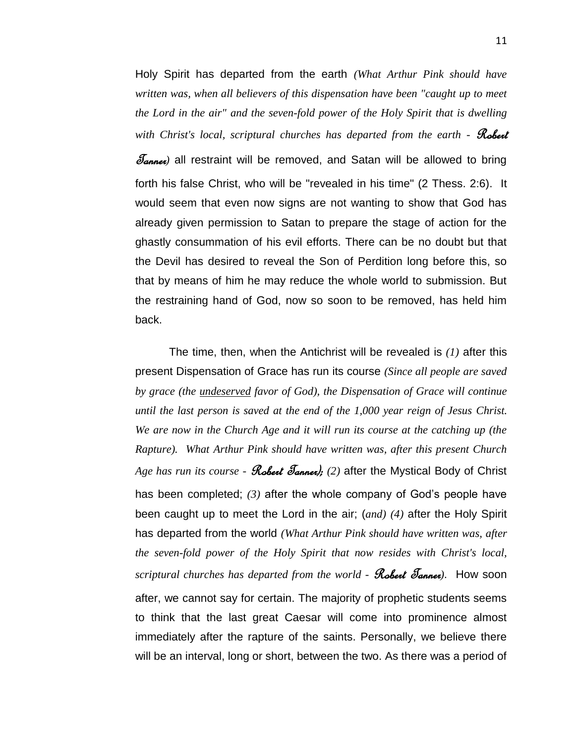Holy Spirit has departed from the earth *(What Arthur Pink should have written was, when all believers of this dispensation have been "caught up to meet the Lord in the air" and the seven-fold power of the Holy Spirit that is dwelling with Christ's local, scriptural churches has departed from the earth - Robert Tanner)* all restraint will be removed, and Satan will be allowed to bring forth his false Christ, who will be "revealed in his time" (2 Thess. 2:6). It would seem that even now signs are not wanting to show that God has already given permission to Satan to prepare the stage of action for the ghastly consummation of his evil efforts. There can be no doubt but that the Devil has desired to reveal the Son of Perdition long before this, so that by means of him he may reduce the whole world to submission. But the restraining hand of God, now so soon to be removed, has held him back.

The time, then, when the Antichrist will be revealed is *(1)* after this present Dispensation of Grace has run its course *(Since all people are saved by grace (the undeserved favor of God), the Dispensation of Grace will continue until the last person is saved at the end of the 1,000 year reign of Jesus Christ. We are now in the Church Age and it will run its course at the catching up (the Rapture). What Arthur Pink should have written was, after this present Church Age has run its course - Robert Tanner); (2)* after the Mystical Body of Christ has been completed; *(3)* after the whole company of God's people have been caught up to meet the Lord in the air; (*and) (4)* after the Holy Spirit has departed from the world *(What Arthur Pink should have written was, after the seven-fold power of the Holy Spirit that now resides with Christ's local, scriptural churches has departed from the world - Robert Tanner)*. How soon after, we cannot say for certain. The majority of prophetic students seems to think that the last great Caesar will come into prominence almost immediately after the rapture of the saints. Personally, we believe there will be an interval, long or short, between the two. As there was a period of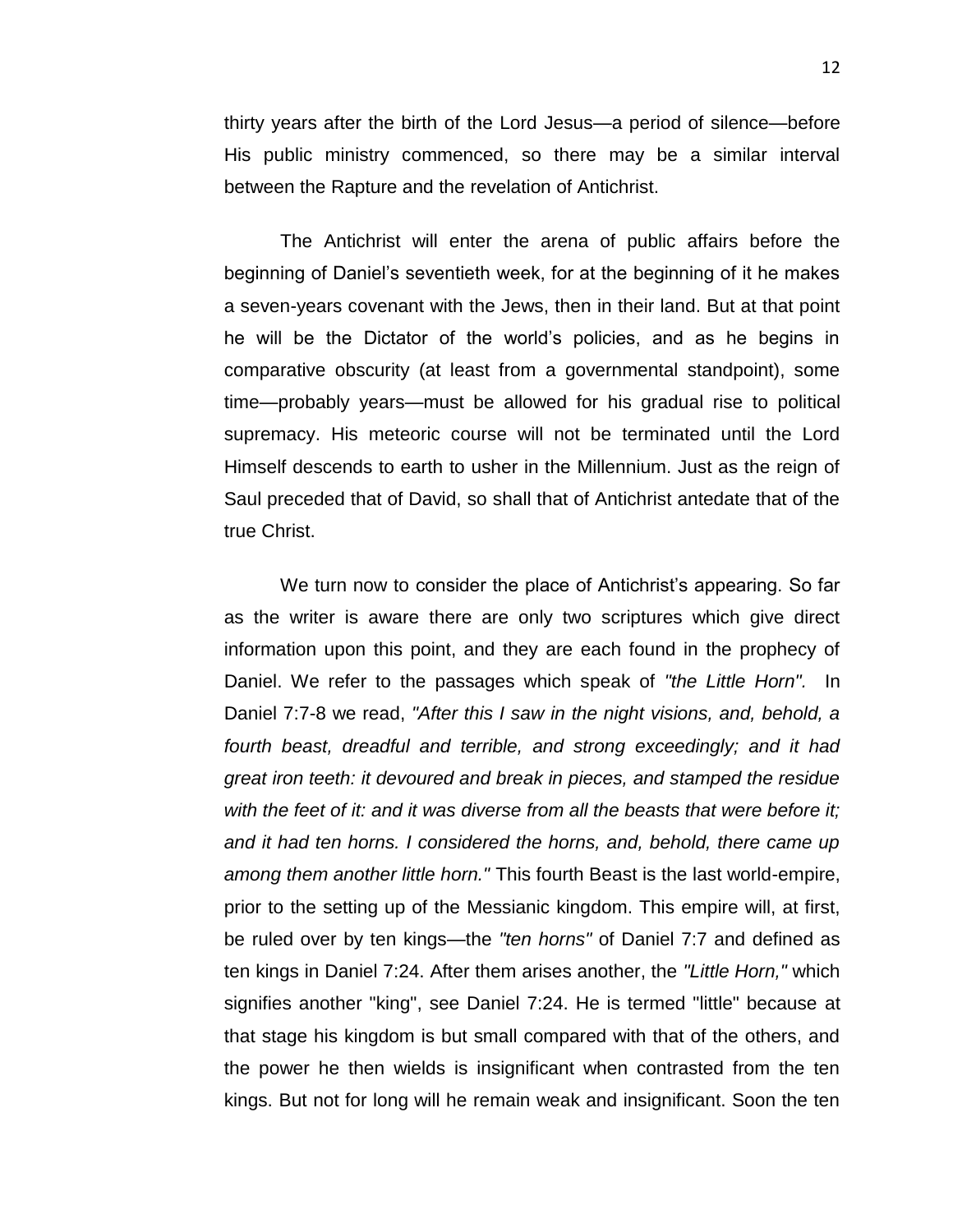thirty years after the birth of the Lord Jesus—a period of silence—before His public ministry commenced, so there may be a similar interval between the Rapture and the revelation of Antichrist.

The Antichrist will enter the arena of public affairs before the beginning of Daniel's seventieth week, for at the beginning of it he makes a seven-years covenant with the Jews, then in their land. But at that point he will be the Dictator of the world's policies, and as he begins in comparative obscurity (at least from a governmental standpoint), some time—probably years—must be allowed for his gradual rise to political supremacy. His meteoric course will not be terminated until the Lord Himself descends to earth to usher in the Millennium. Just as the reign of Saul preceded that of David, so shall that of Antichrist antedate that of the true Christ.

We turn now to consider the place of Antichrist's appearing. So far as the writer is aware there are only two scriptures which give direct information upon this point, and they are each found in the prophecy of Daniel. We refer to the passages which speak of *"the Little Horn".* In Daniel 7:7-8 we read, *"After this I saw in the night visions, and, behold, a fourth beast, dreadful and terrible, and strong exceedingly; and it had great iron teeth: it devoured and break in pieces, and stamped the residue with the feet of it: and it was diverse from all the beasts that were before it; and it had ten horns. I considered the horns, and, behold, there came up among them another little horn."* This fourth Beast is the last world-empire, prior to the setting up of the Messianic kingdom. This empire will, at first, be ruled over by ten kings—the *"ten horns"* of Daniel 7:7 and defined as ten kings in Daniel 7:24. After them arises another, the *"Little Horn,"* which signifies another "king", see Daniel 7:24. He is termed "little" because at that stage his kingdom is but small compared with that of the others, and the power he then wields is insignificant when contrasted from the ten kings. But not for long will he remain weak and insignificant. Soon the ten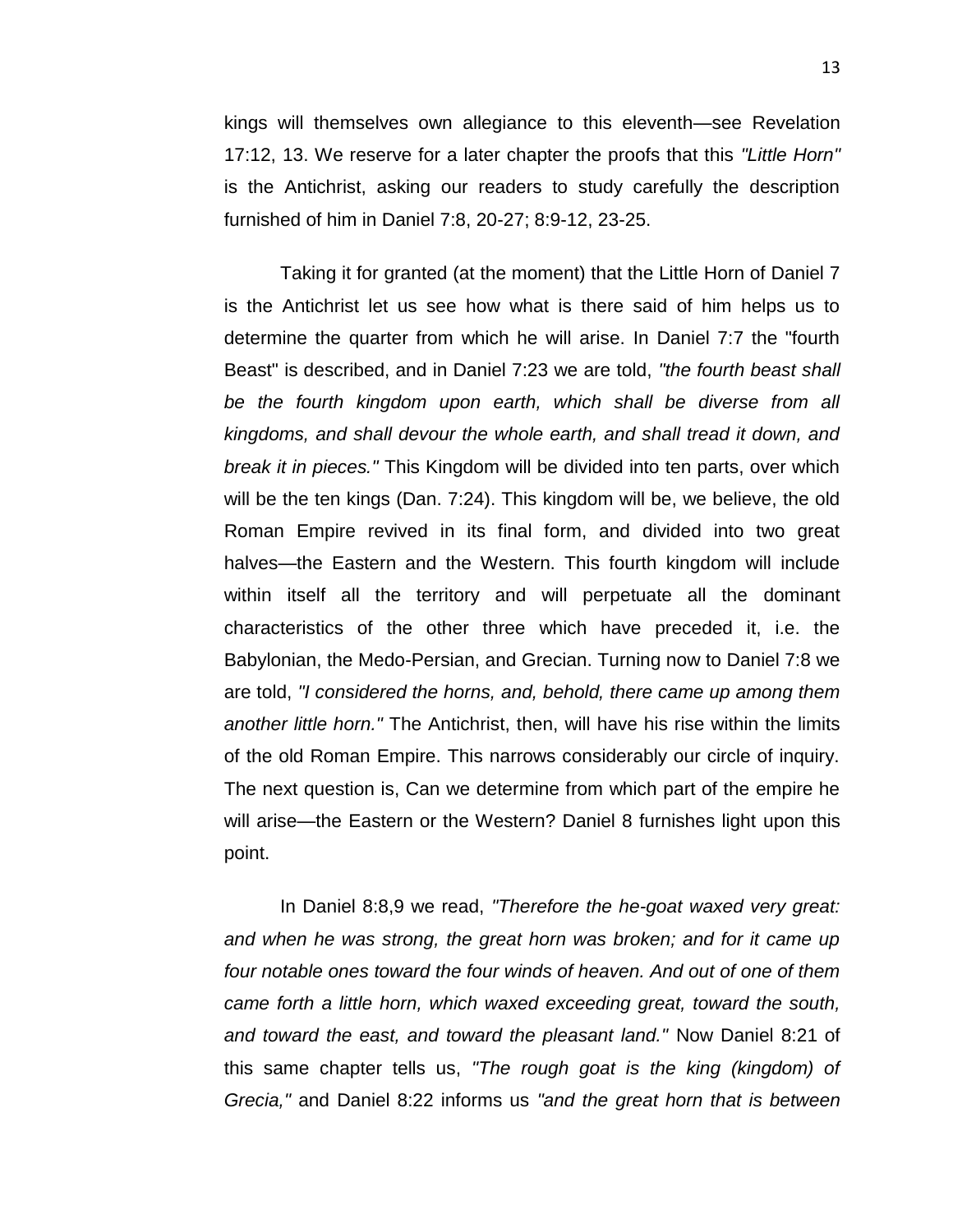kings will themselves own allegiance to this eleventh—see Revelation 17:12, 13. We reserve for a later chapter the proofs that this *"Little Horn"* is the Antichrist, asking our readers to study carefully the description furnished of him in Daniel 7:8, 20-27; 8:9-12, 23-25.

Taking it for granted (at the moment) that the Little Horn of Daniel 7 is the Antichrist let us see how what is there said of him helps us to determine the quarter from which he will arise. In Daniel 7:7 the "fourth Beast" is described, and in Daniel 7:23 we are told, *"the fourth beast shall be the fourth kingdom upon earth, which shall be diverse from all kingdoms, and shall devour the whole earth, and shall tread it down, and break it in pieces."* This Kingdom will be divided into ten parts, over which will be the ten kings (Dan. 7:24). This kingdom will be, we believe, the old Roman Empire revived in its final form, and divided into two great halves—the Eastern and the Western. This fourth kingdom will include within itself all the territory and will perpetuate all the dominant characteristics of the other three which have preceded it, i.e. the Babylonian, the Medo-Persian, and Grecian. Turning now to Daniel 7:8 we are told, *"I considered the horns, and, behold, there came up among them another little horn."* The Antichrist, then, will have his rise within the limits of the old Roman Empire. This narrows considerably our circle of inquiry. The next question is, Can we determine from which part of the empire he will arise—the Eastern or the Western? Daniel 8 furnishes light upon this point.

In Daniel 8:8,9 we read, *"Therefore the he-goat waxed very great: and when he was strong, the great horn was broken; and for it came up four notable ones toward the four winds of heaven. And out of one of them came forth a little horn, which waxed exceeding great, toward the south, and toward the east, and toward the pleasant land."* Now Daniel 8:21 of this same chapter tells us, *"The rough goat is the king (kingdom) of Grecia,"* and Daniel 8:22 informs us *"and the great horn that is between*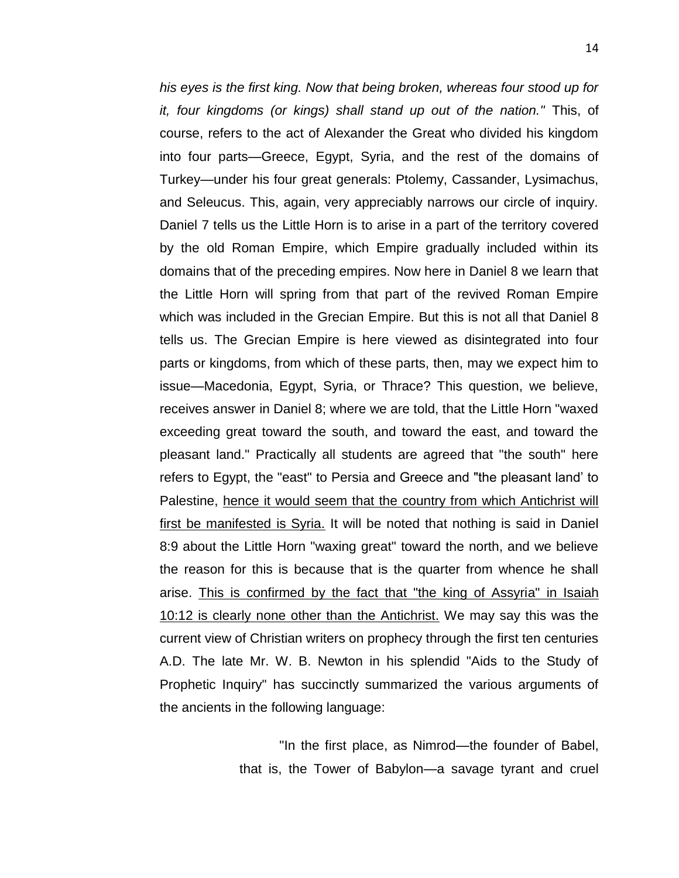*his eyes is the first king. Now that being broken, whereas four stood up for it, four kingdoms (or kings) shall stand up out of the nation."* This, of course, refers to the act of Alexander the Great who divided his kingdom into four parts—Greece, Egypt, Syria, and the rest of the domains of Turkey—under his four great generals: Ptolemy, Cassander, Lysimachus, and Seleucus. This, again, very appreciably narrows our circle of inquiry. Daniel 7 tells us the Little Horn is to arise in a part of the territory covered by the old Roman Empire, which Empire gradually included within its domains that of the preceding empires. Now here in Daniel 8 we learn that the Little Horn will spring from that part of the revived Roman Empire which was included in the Grecian Empire. But this is not all that Daniel 8 tells us. The Grecian Empire is here viewed as disintegrated into four parts or kingdoms, from which of these parts, then, may we expect him to issue—Macedonia, Egypt, Syria, or Thrace? This question, we believe, receives answer in Daniel 8; where we are told, that the Little Horn "waxed exceeding great toward the south, and toward the east, and toward the pleasant land." Practically all students are agreed that "the south" here refers to Egypt, the "east" to Persia and Greece and "the pleasant land' to Palestine, <u>hence it would seem that the country from which Antichrist will first be manifested is Syria.</u> It will be noted that nothing is said in Daniel 8:9 about the Little Horn "waxing great" toward the north, and we believe the reason for this is because that is the quarter from whence he shall arise. <u>This is confirmed by the fact that "the king of Assyria" in Isaiah 10:12 is clearly none other than the Antichrist.</u> We may say this was the current view of Christian writers on prophecy through the first ten centuries A.D. The late Mr. W. B. Newton in his splendid "Aids to the Study of Prophetic Inquiry" has succinctly summarized the various arguments of the ancients in the following language:

> "In the first place, as Nimrod—the founder of Babel, that is, the Tower of Babylon—a savage tyrant and cruel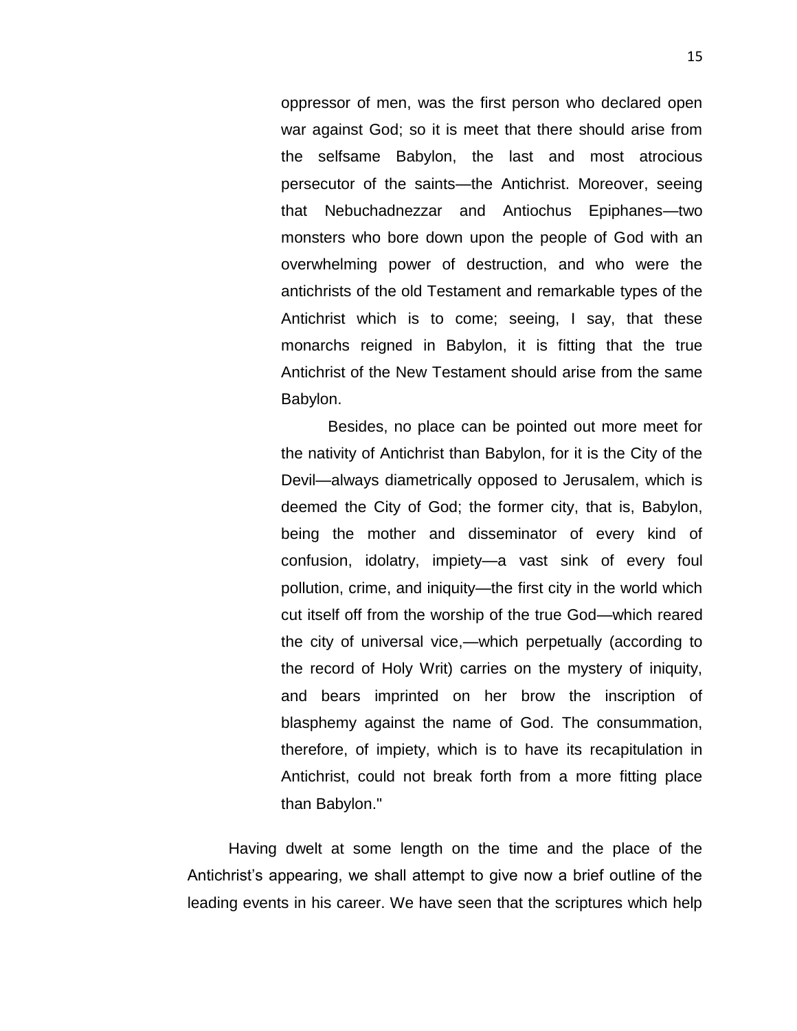> oppressor of men, was the first person who declared open war against God; so it is meet that there should arise from the selfsame Babylon, the last and most atrocious persecutor of the saints—the Antichrist. Moreover, seeing that Nebuchadnezzar and Antiochus Epiphanes—two monsters who bore down upon the people of God with an overwhelming power of destruction, and who were the antichrists of the old Testament and remarkable types of the Antichrist which is to come; seeing, I say, that these monarchs reigned in Babylon, it is fitting that the true Antichrist of the New Testament should arise from the same Babylon.
>
> Besides, no place can be pointed out more meet for the nativity of Antichrist than Babylon, for it is the City of the Devil—always diametrically opposed to Jerusalem, which is deemed the City of God; the former city, that is, Babylon, being the mother and disseminator of every kind of confusion, idolatry, impiety—a vast sink of every foul pollution, crime, and iniquity—the first city in the world which cut itself off from the worship of the true God—which reared the city of universal vice,—which perpetually (according to the record of Holy Writ) carries on the mystery of iniquity, and bears imprinted on her brow the inscription of blasphemy against the name of God. The consummation, therefore, of impiety, which is to have its recapitulation in Antichrist, could not break forth from a more fitting place than Babylon."

Having dwelt at some length on the time and the place of the Antichrist's appearing, we shall attempt to give now a brief outline of the leading events in his career. We have seen that the scriptures which help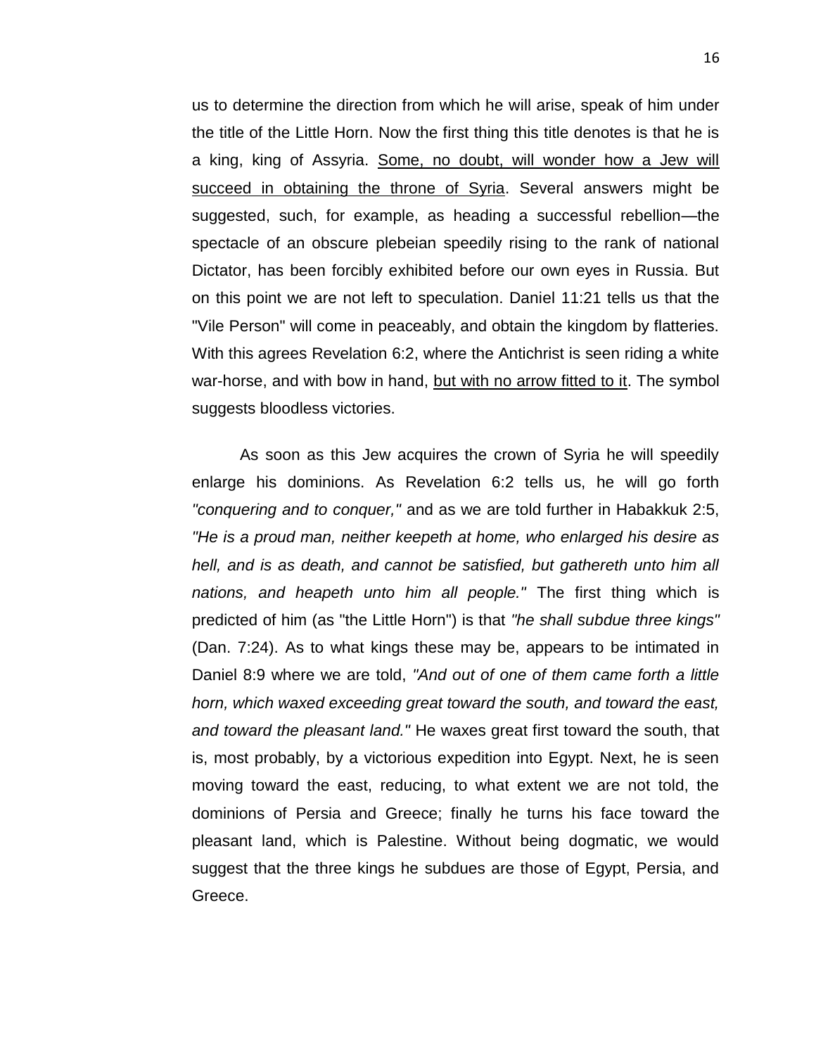us to determine the direction from which he will arise, speak of him under the title of the Little Horn. Now the first thing this title denotes is that he is a king, king of Assyria. <u>Some, no doubt, will wonder how a Jew will succeed in obtaining the throne of Syria</u>. Several answers might be suggested, such, for example, as heading a successful rebellion—the spectacle of an obscure plebeian speedily rising to the rank of national Dictator, has been forcibly exhibited before our own eyes in Russia. But on this point we are not left to speculation. Daniel 11:21 tells us that the "Vile Person" will come in peaceably, and obtain the kingdom by flatteries. With this agrees Revelation 6:2, where the Antichrist is seen riding a white war-horse, and with bow in hand, <u>but with no arrow fitted to it</u>. The symbol suggests bloodless victories.

As soon as this Jew acquires the crown of Syria he will speedily enlarge his dominions. As Revelation 6:2 tells us, he will go forth *"conquering and to conquer,"* and as we are told further in Habakkuk 2:5, *"He is a proud man, neither keepeth at home, who enlarged his desire as hell, and is as death, and cannot be satisfied, but gathereth unto him all nations, and heapeth unto him all people."* The first thing which is predicted of him (as "the Little Horn") is that *"he shall subdue three kings"* (Dan. 7:24). As to what kings these may be, appears to be intimated in Daniel 8:9 where we are told, *"And out of one of them came forth a little horn, which waxed exceeding great toward the south, and toward the east, and toward the pleasant land."* He waxes great first toward the south, that is, most probably, by a victorious expedition into Egypt. Next, he is seen moving toward the east, reducing, to what extent we are not told, the dominions of Persia and Greece; finally he turns his face toward the pleasant land, which is Palestine. Without being dogmatic, we would suggest that the three kings he subdues are those of Egypt, Persia, and Greece.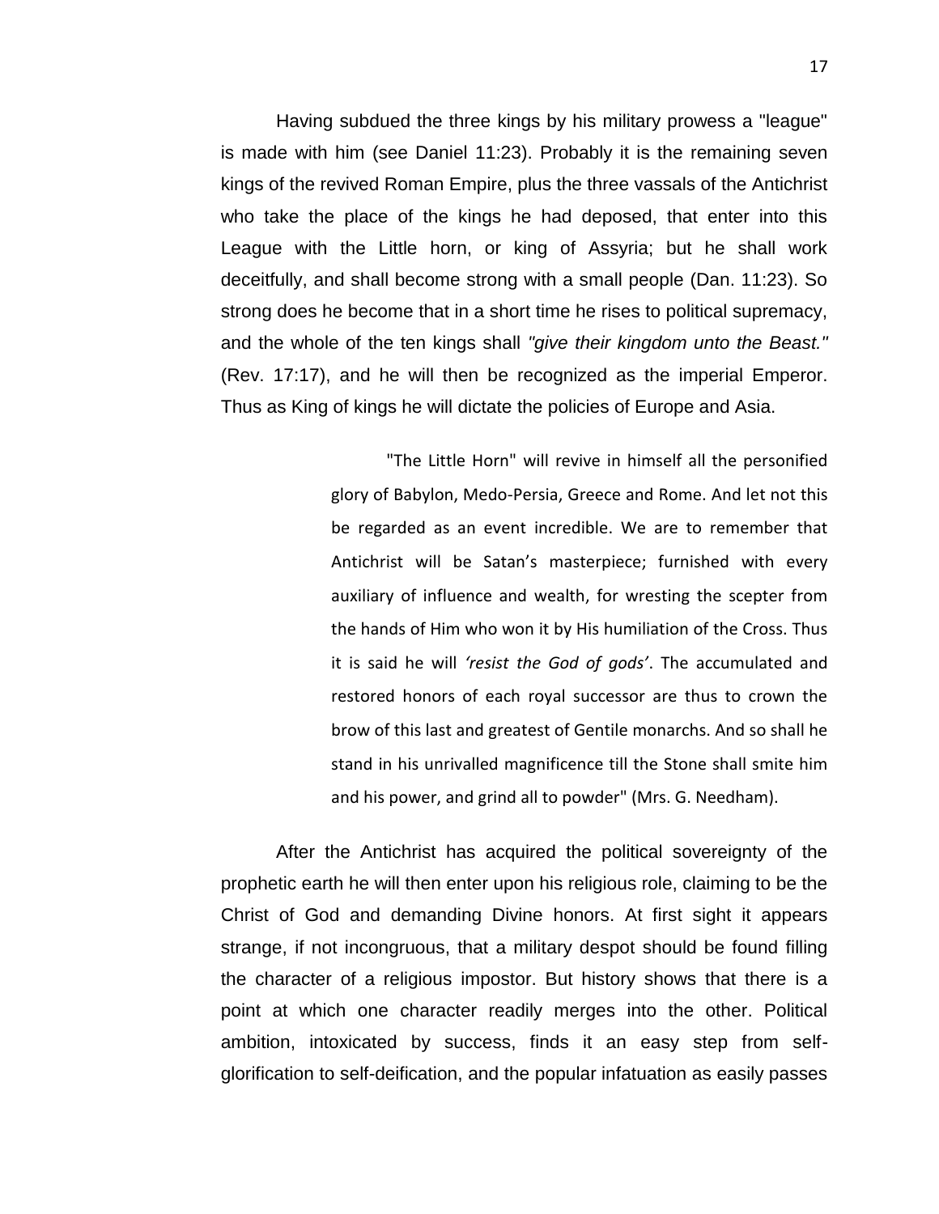Having subdued the three kings by his military prowess a "league" is made with him (see Daniel 11:23). Probably it is the remaining seven kings of the revived Roman Empire, plus the three vassals of the Antichrist who take the place of the kings he had deposed, that enter into this League with the Little horn, or king of Assyria; but he shall work deceitfully, and shall become strong with a small people (Dan. 11:23). So strong does he become that in a short time he rises to political supremacy, and the whole of the ten kings shall *"give their kingdom unto the Beast."* (Rev. 17:17), and he will then be recognized as the imperial Emperor. Thus as King of kings he will dictate the policies of Europe and Asia.

> "The Little Horn" will revive in himself all the personified glory of Babylon, Medo-Persia, Greece and Rome. And let not this be regarded as an event incredible. We are to remember that Antichrist will be Satan's masterpiece; furnished with every auxiliary of influence and wealth, for wresting the scepter from the hands of Him who won it by His humiliation of the Cross. Thus it is said he will *'resist the God of gods'*. The accumulated and restored honors of each royal successor are thus to crown the brow of this last and greatest of Gentile monarchs. And so shall he stand in his unrivalled magnificence till the Stone shall smite him and his power, and grind all to powder" (Mrs. G. Needham).

After the Antichrist has acquired the political sovereignty of the prophetic earth he will then enter upon his religious role, claiming to be the Christ of God and demanding Divine honors. At first sight it appears strange, if not incongruous, that a military despot should be found filling the character of a religious impostor. But history shows that there is a point at which one character readily merges into the other. Political ambition, intoxicated by success, finds it an easy step from self-glorification to self-deification, and the popular infatuation as easily passes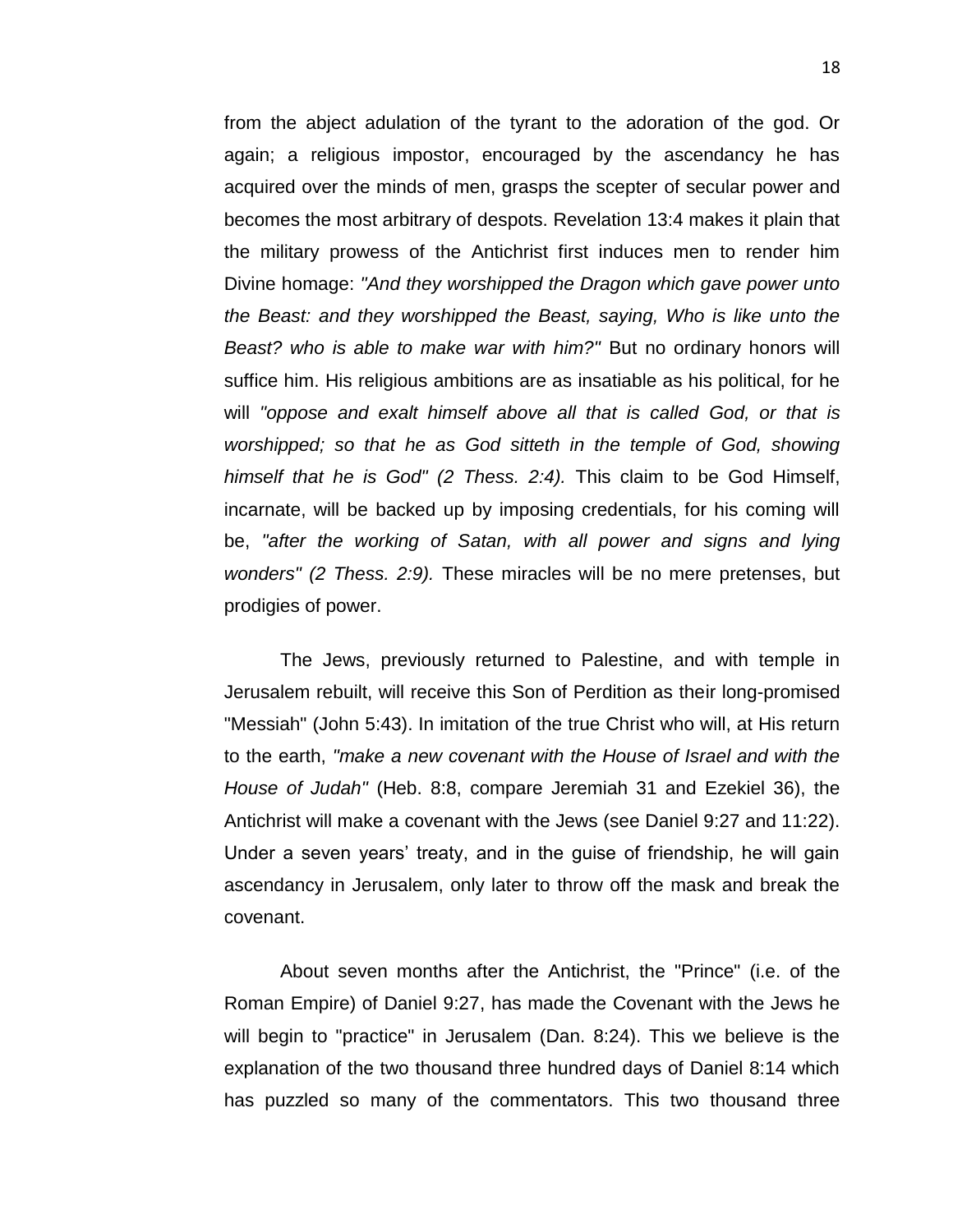from the abject adulation of the tyrant to the adoration of the god. Or again; a religious impostor, encouraged by the ascendancy he has acquired over the minds of men, grasps the scepter of secular power and becomes the most arbitrary of despots. Revelation 13:4 makes it plain that the military prowess of the Antichrist first induces men to render him Divine homage: *"And they worshipped the Dragon which gave power unto the Beast: and they worshipped the Beast, saying, Who is like unto the Beast? who is able to make war with him?"* But no ordinary honors will suffice him. His religious ambitions are as insatiable as his political, for he will *"oppose and exalt himself above all that is called God, or that is worshipped; so that he as God sitteth in the temple of God, showing himself that he is God" (2 Thess. 2:4).* This claim to be God Himself, incarnate, will be backed up by imposing credentials, for his coming will be, *"after the working of Satan, with all power and signs and lying wonders" (2 Thess. 2:9).* These miracles will be no mere pretenses, but prodigies of power.

The Jews, previously returned to Palestine, and with temple in Jerusalem rebuilt, will receive this Son of Perdition as their long-promised "Messiah" (John 5:43). In imitation of the true Christ who will, at His return to the earth, *"make a new covenant with the House of Israel and with the House of Judah"* (Heb. 8:8, compare Jeremiah 31 and Ezekiel 36), the Antichrist will make a covenant with the Jews (see Daniel 9:27 and 11:22). Under a seven years' treaty, and in the guise of friendship, he will gain ascendancy in Jerusalem, only later to throw off the mask and break the covenant.

About seven months after the Antichrist, the "Prince" (i.e. of the Roman Empire) of Daniel 9:27, has made the Covenant with the Jews he will begin to "practice" in Jerusalem (Dan. 8:24). This we believe is the explanation of the two thousand three hundred days of Daniel 8:14 which has puzzled so many of the commentators. This two thousand three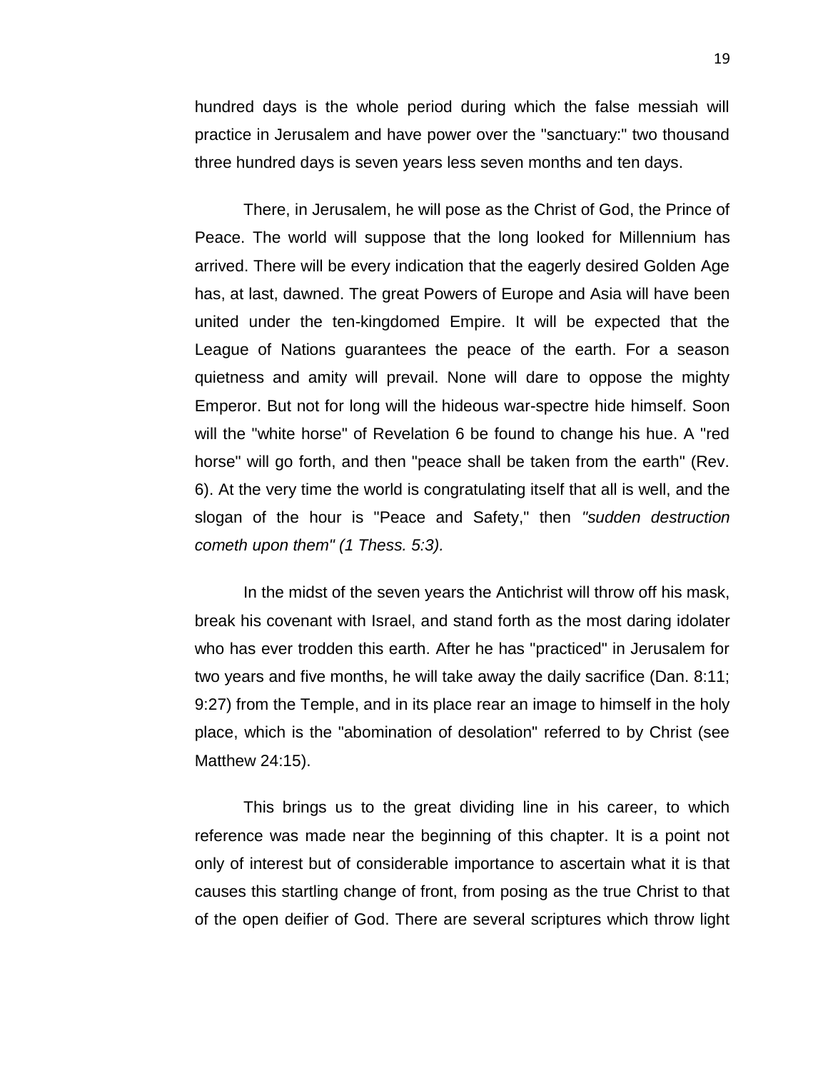hundred days is the whole period during which the false messiah will practice in Jerusalem and have power over the "sanctuary:" two thousand three hundred days is seven years less seven months and ten days.

There, in Jerusalem, he will pose as the Christ of God, the Prince of Peace. The world will suppose that the long looked for Millennium has arrived. There will be every indication that the eagerly desired Golden Age has, at last, dawned. The great Powers of Europe and Asia will have been united under the ten-kingdomed Empire. It will be expected that the League of Nations guarantees the peace of the earth. For a season quietness and amity will prevail. None will dare to oppose the mighty Emperor. But not for long will the hideous war-spectre hide himself. Soon will the "white horse" of Revelation 6 be found to change his hue. A "red horse" will go forth, and then "peace shall be taken from the earth" (Rev. 6). At the very time the world is congratulating itself that all is well, and the slogan of the hour is "Peace and Safety," then *"sudden destruction cometh upon them" (1 Thess. 5:3).*

In the midst of the seven years the Antichrist will throw off his mask, break his covenant with Israel, and stand forth as the most daring idolater who has ever trodden this earth. After he has "practiced" in Jerusalem for two years and five months, he will take away the daily sacrifice (Dan. 8:11; 9:27) from the Temple, and in its place rear an image to himself in the holy place, which is the "abomination of desolation" referred to by Christ (see Matthew 24:15).

This brings us to the great dividing line in his career, to which reference was made near the beginning of this chapter. It is a point not only of interest but of considerable importance to ascertain what it is that causes this startling change of front, from posing as the true Christ to that of the open deifier of God. There are several scriptures which throw light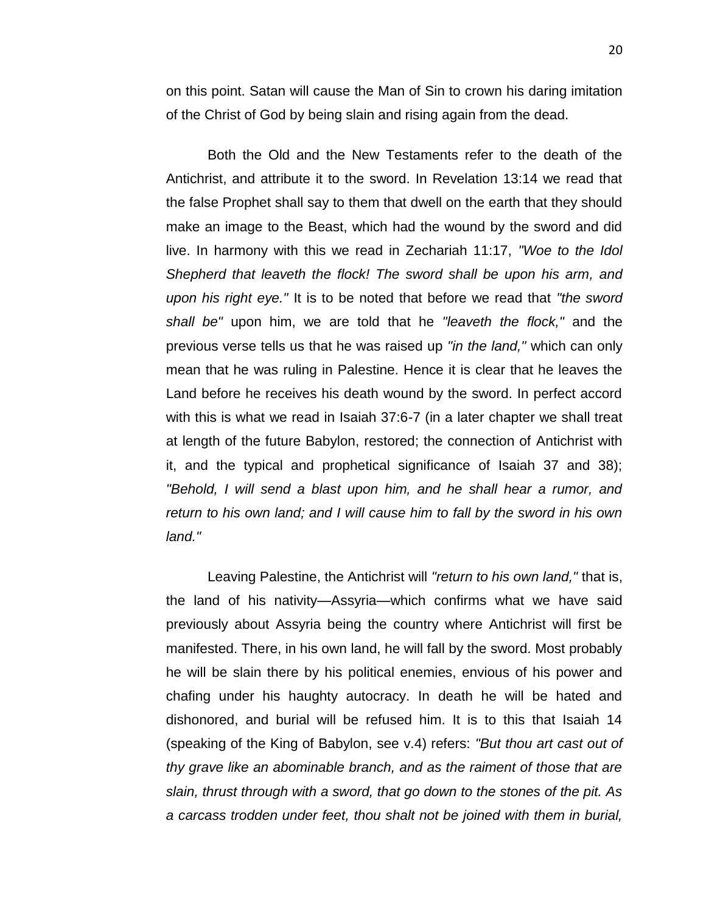on this point. Satan will cause the Man of Sin to crown his daring imitation of the Christ of God by being slain and rising again from the dead.

Both the Old and the New Testaments refer to the death of the Antichrist, and attribute it to the sword. In Revelation 13:14 we read that the false Prophet shall say to them that dwell on the earth that they should make an image to the Beast, which had the wound by the sword and did live. In harmony with this we read in Zechariah 11:17, *"Woe to the Idol Shepherd that leaveth the flock! The sword shall be upon his arm, and upon his right eye."* It is to be noted that before we read that *"the sword shall be"* upon him, we are told that he *"leaveth the flock,"* and the previous verse tells us that he was raised up *"in the land,"* which can only mean that he was ruling in Palestine. Hence it is clear that he leaves the Land before he receives his death wound by the sword. In perfect accord with this is what we read in Isaiah 37:6-7 (in a later chapter we shall treat at length of the future Babylon, restored; the connection of Antichrist with it, and the typical and prophetical significance of Isaiah 37 and 38); *"Behold, I will send a blast upon him, and he shall hear a rumor, and return to his own land; and I will cause him to fall by the sword in his own land."*

Leaving Palestine, the Antichrist will *"return to his own land,"* that is, the land of his nativity—Assyria—which confirms what we have said previously about Assyria being the country where Antichrist will first be manifested. There, in his own land, he will fall by the sword. Most probably he will be slain there by his political enemies, envious of his power and chafing under his haughty autocracy. In death he will be hated and dishonored, and burial will be refused him. It is to this that Isaiah 14 (speaking of the King of Babylon, see v.4) refers: *"But thou art cast out of thy grave like an abominable branch, and as the raiment of those that are slain, thrust through with a sword, that go down to the stones of the pit. As a carcass trodden under feet, thou shalt not be joined with them in burial,*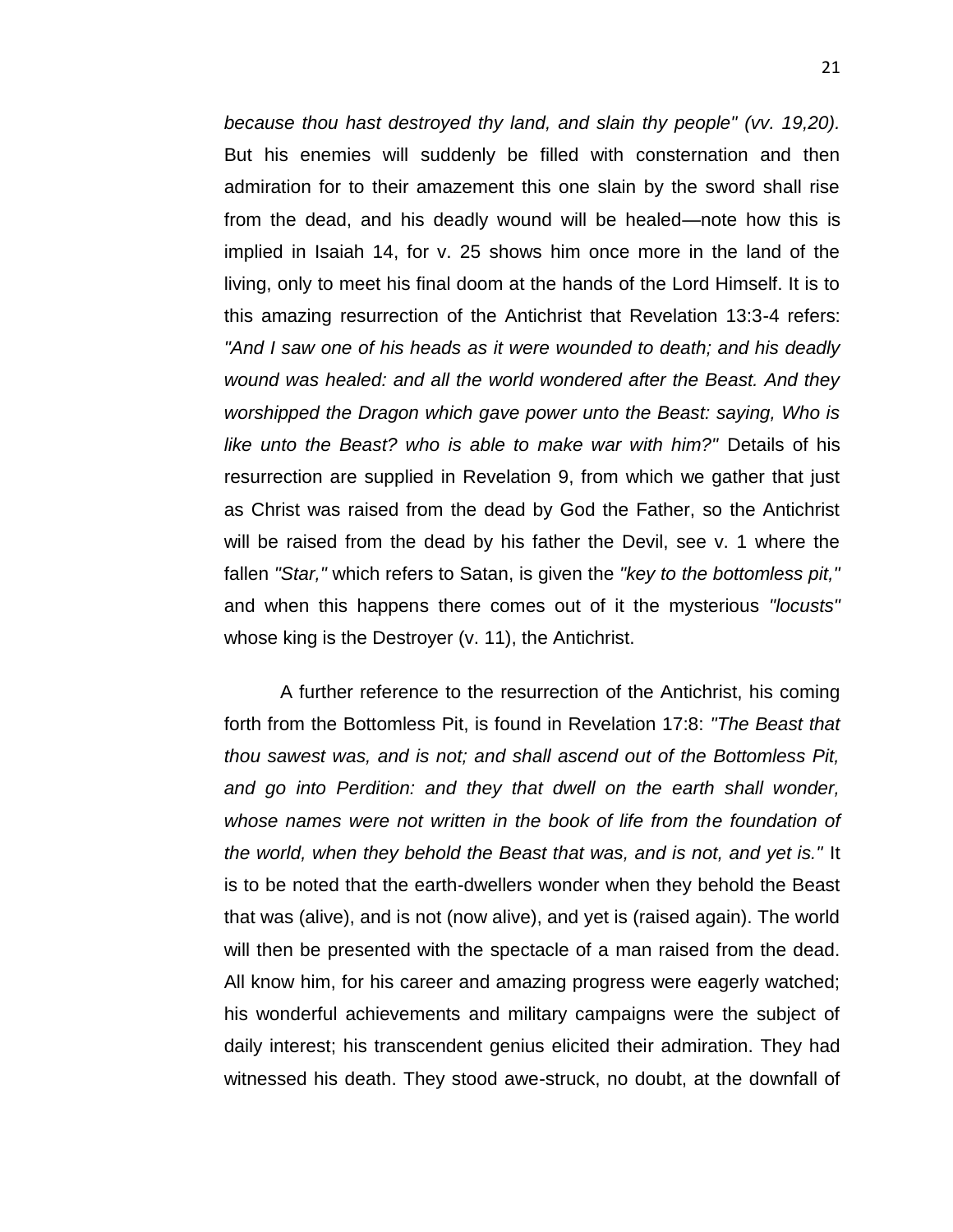*because thou hast destroyed thy land, and slain thy people" (vv. 19,20).* But his enemies will suddenly be filled with consternation and then admiration for to their amazement this one slain by the sword shall rise from the dead, and his deadly wound will be healed—note how this is implied in Isaiah 14, for v. 25 shows him once more in the land of the living, only to meet his final doom at the hands of the Lord Himself. It is to this amazing resurrection of the Antichrist that Revelation 13:3-4 refers: *"And I saw one of his heads as it were wounded to death; and his deadly wound was healed: and all the world wondered after the Beast. And they worshipped the Dragon which gave power unto the Beast: saying, Who is like unto the Beast? who is able to make war with him?"* Details of his resurrection are supplied in Revelation 9, from which we gather that just as Christ was raised from the dead by God the Father, so the Antichrist will be raised from the dead by his father the Devil, see v. 1 where the fallen *"Star,"* which refers to Satan, is given the *"key to the bottomless pit,"* and when this happens there comes out of it the mysterious *"locusts"* whose king is the Destroyer (v. 11), the Antichrist.

A further reference to the resurrection of the Antichrist, his coming forth from the Bottomless Pit, is found in Revelation 17:8: *"The Beast that thou sawest was, and is not; and shall ascend out of the Bottomless Pit, and go into Perdition: and they that dwell on the earth shall wonder, whose names were not written in the book of life from the foundation of the world, when they behold the Beast that was, and is not, and yet is."* It is to be noted that the earth-dwellers wonder when they behold the Beast that was (alive), and is not (now alive), and yet is (raised again). The world will then be presented with the spectacle of a man raised from the dead. All know him, for his career and amazing progress were eagerly watched; his wonderful achievements and military campaigns were the subject of daily interest; his transcendent genius elicited their admiration. They had witnessed his death. They stood awe-struck, no doubt, at the downfall of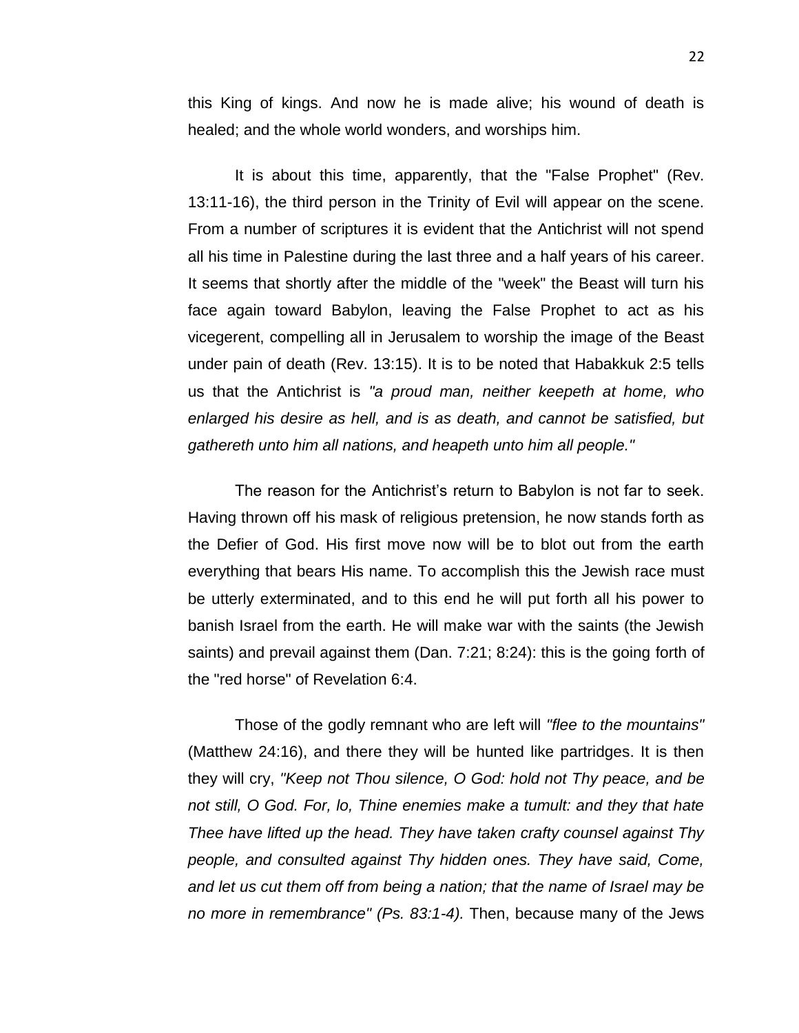this King of kings. And now he is made alive; his wound of death is healed; and the whole world wonders, and worships him.

It is about this time, apparently, that the "False Prophet" (Rev. 13:11-16), the third person in the Trinity of Evil will appear on the scene. From a number of scriptures it is evident that the Antichrist will not spend all his time in Palestine during the last three and a half years of his career. It seems that shortly after the middle of the "week" the Beast will turn his face again toward Babylon, leaving the False Prophet to act as his vicegerent, compelling all in Jerusalem to worship the image of the Beast under pain of death (Rev. 13:15). It is to be noted that Habakkuk 2:5 tells us that the Antichrist is *"a proud man, neither keepeth at home, who enlarged his desire as hell, and is as death, and cannot be satisfied, but gathereth unto him all nations, and heapeth unto him all people."*

The reason for the Antichrist's return to Babylon is not far to seek. Having thrown off his mask of religious pretension, he now stands forth as the Defier of God. His first move now will be to blot out from the earth everything that bears His name. To accomplish this the Jewish race must be utterly exterminated, and to this end he will put forth all his power to banish Israel from the earth. He will make war with the saints (the Jewish saints) and prevail against them (Dan. 7:21; 8:24): this is the going forth of the "red horse" of Revelation 6:4.

Those of the godly remnant who are left will *"flee to the mountains"* (Matthew 24:16), and there they will be hunted like partridges. It is then they will cry, *"Keep not Thou silence, O God: hold not Thy peace, and be not still, O God. For, lo, Thine enemies make a tumult: and they that hate Thee have lifted up the head. They have taken crafty counsel against Thy people, and consulted against Thy hidden ones. They have said, Come, and let us cut them off from being a nation; that the name of Israel may be no more in remembrance" (Ps. 83:1-4).* Then, because many of the Jews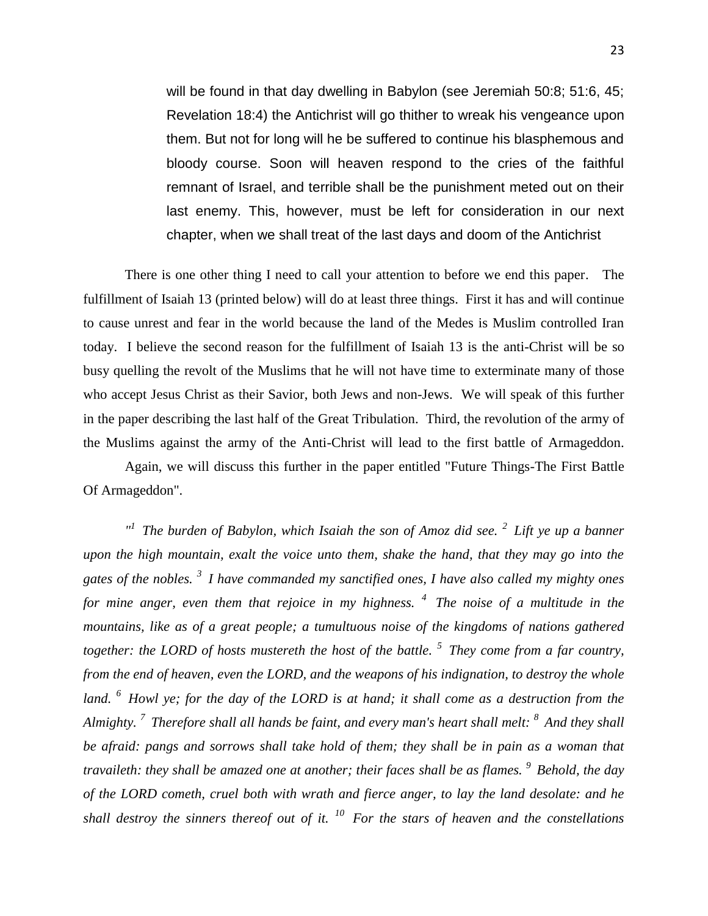> will be found in that day dwelling in Babylon (see Jeremiah 50:8; 51:6, 45; Revelation 18:4) the Antichrist will go thither to wreak his vengeance upon them. But not for long will he be suffered to continue his blasphemous and bloody course. Soon will heaven respond to the cries of the faithful remnant of Israel, and terrible shall be the punishment meted out on their last enemy. This, however, must be left for consideration in our next chapter, when we shall treat of the last days and doom of the Antichrist

There is one other thing I need to call your attention to before we end this paper. The fulfillment of Isaiah 13 (printed below) will do at least three things. First it has and will continue to cause unrest and fear in the world because the land of the Medes is Muslim controlled Iran today. I believe the second reason for the fulfillment of Isaiah 13 is the anti-Christ will be so busy quelling the revolt of the Muslims that he will not have time to exterminate many of those who accept Jesus Christ as their Savior, both Jews and non-Jews. We will speak of this further in the paper describing the last half of the Great Tribulation. Third, the revolution of the army of the Muslims against the army of the Anti-Christ will lead to the first battle of Armageddon.

Again, we will discuss this further in the paper entitled "Future Things-The First Battle Of Armageddon".

*"[1] The burden of Babylon, which Isaiah the son of Amoz did see. [2] Lift ye up a banner upon the high mountain, exalt the voice unto them, shake the hand, that they may go into the gates of the nobles. [3] I have commanded my sanctified ones, I have also called my mighty ones for mine anger, even them that rejoice in my highness. [4] The noise of a multitude in the mountains, like as of a great people; a tumultuous noise of the kingdoms of nations gathered together: the LORD of hosts mustereth the host of the battle. [5] They come from a far country, from the end of heaven, even the LORD, and the weapons of his indignation, to destroy the whole land. [6] Howl ye; for the day of the LORD is at hand; it shall come as a destruction from the Almighty. [7] Therefore shall all hands be faint, and every man's heart shall melt: [8] And they shall be afraid: pangs and sorrows shall take hold of them; they shall be in pain as a woman that travaileth: they shall be amazed one at another; their faces shall be as flames. [9] Behold, the day of the LORD cometh, cruel both with wrath and fierce anger, to lay the land desolate: and he shall destroy the sinners thereof out of it. [10] For the stars of heaven and the constellations*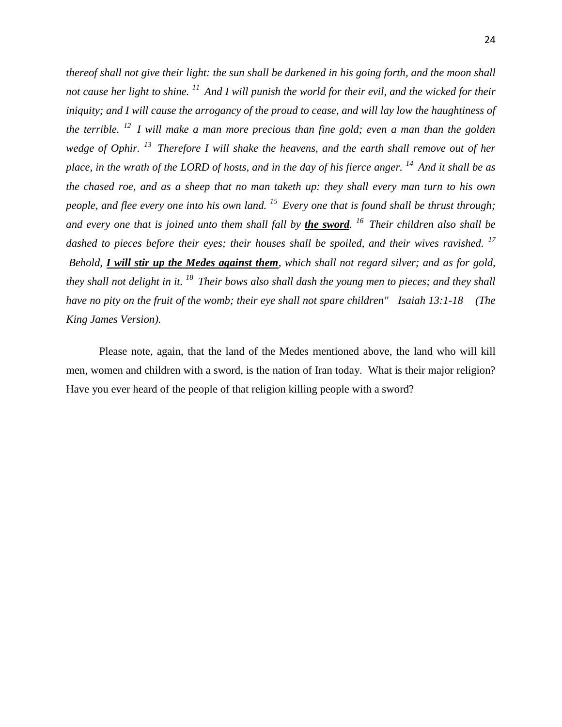*thereof shall not give their light: the sun shall be darkened in his going forth, and the moon shall not cause her light to shine. [11] And I will punish the world for their evil, and the wicked for their iniquity; and I will cause the arrogancy of the proud to cease, and will lay low the haughtiness of the terrible. [12] I will make a man more precious than fine gold; even a man than the golden wedge of Ophir. [13] Therefore I will shake the heavens, and the earth shall remove out of her place, in the wrath of the LORD of hosts, and in the day of his fierce anger. [14] And it shall be as the chased roe, and as a sheep that no man taketh up: they shall every man turn to his own people, and flee every one into his own land. [15] Every one that is found shall be thrust through; and every one that is joined unto them shall fall by **<u>the sword</u>**. [16] Their children also shall be dashed to pieces before their eyes; their houses shall be spoiled, and their wives ravished. [17] Behold, **<u>I will stir up the Medes against them</u>**, which shall not regard silver; and as for gold, they shall not delight in it. [18] Their bows also shall dash the young men to pieces; and they shall have no pity on the fruit of the womb; their eye shall not spare children" Isaiah 13:1-18 (The King James Version).*

Please note, again, that the land of the Medes mentioned above, the land who will kill men, women and children with a sword, is the nation of Iran today. What is their major religion? Have you ever heard of the people of that religion killing people with a sword?